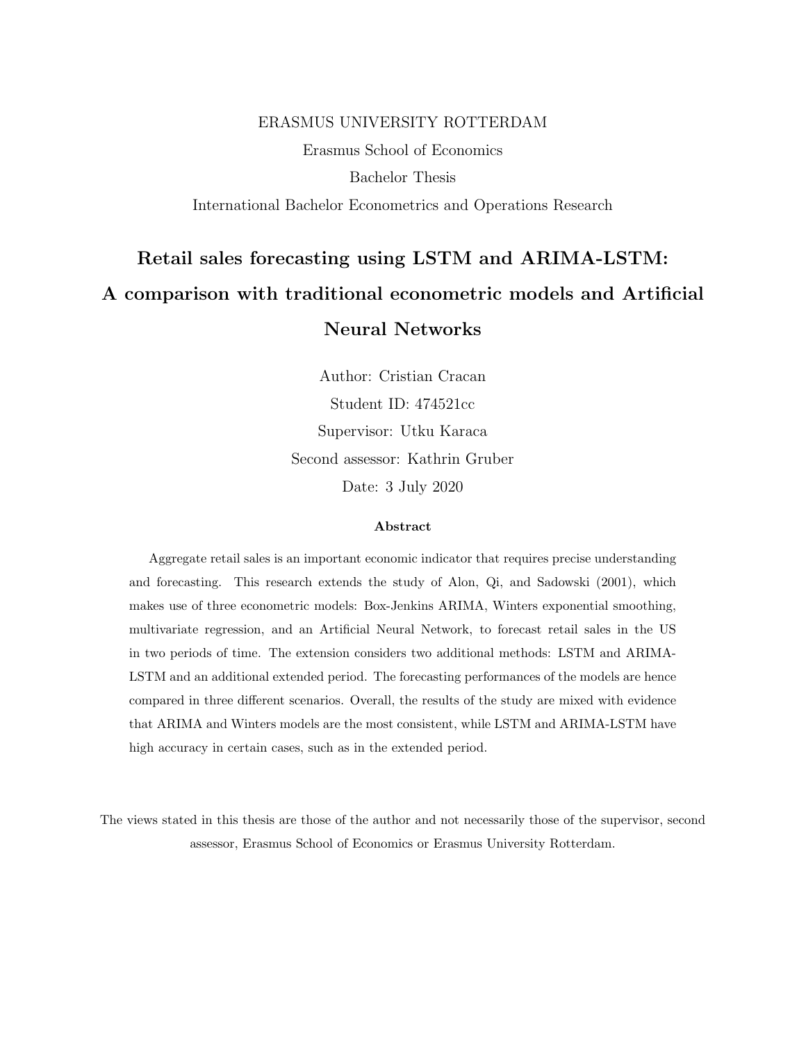ERASMUS UNIVERSITY ROTTERDAM

Erasmus School of Economics

Bachelor Thesis

International Bachelor Econometrics and Operations Research

# Retail sales forecasting using LSTM and ARIMA-LSTM: A comparison with traditional econometric models and Artificial Neural Networks

Author: Cristian Cracan

Student ID: 474521cc

Supervisor: Utku Karaca

Second assessor: Kathrin Gruber

Date: 3 July 2020

### Abstract

Aggregate retail sales is an important economic indicator that requires precise understanding and forecasting. This research extends the study of Alon, Qi, and Sadowski (2001), which makes use of three econometric models: Box-Jenkins ARIMA, Winters exponential smoothing, multivariate regression, and an Artificial Neural Network, to forecast retail sales in the US in two periods of time. The extension considers two additional methods: LSTM and ARIMA-LSTM and an additional extended period. The forecasting performances of the models are hence compared in three different scenarios. Overall, the results of the study are mixed with evidence that ARIMA and Winters models are the most consistent, while LSTM and ARIMA-LSTM have high accuracy in certain cases, such as in the extended period.

The views stated in this thesis are those of the author and not necessarily those of the supervisor, second assessor, Erasmus School of Economics or Erasmus University Rotterdam.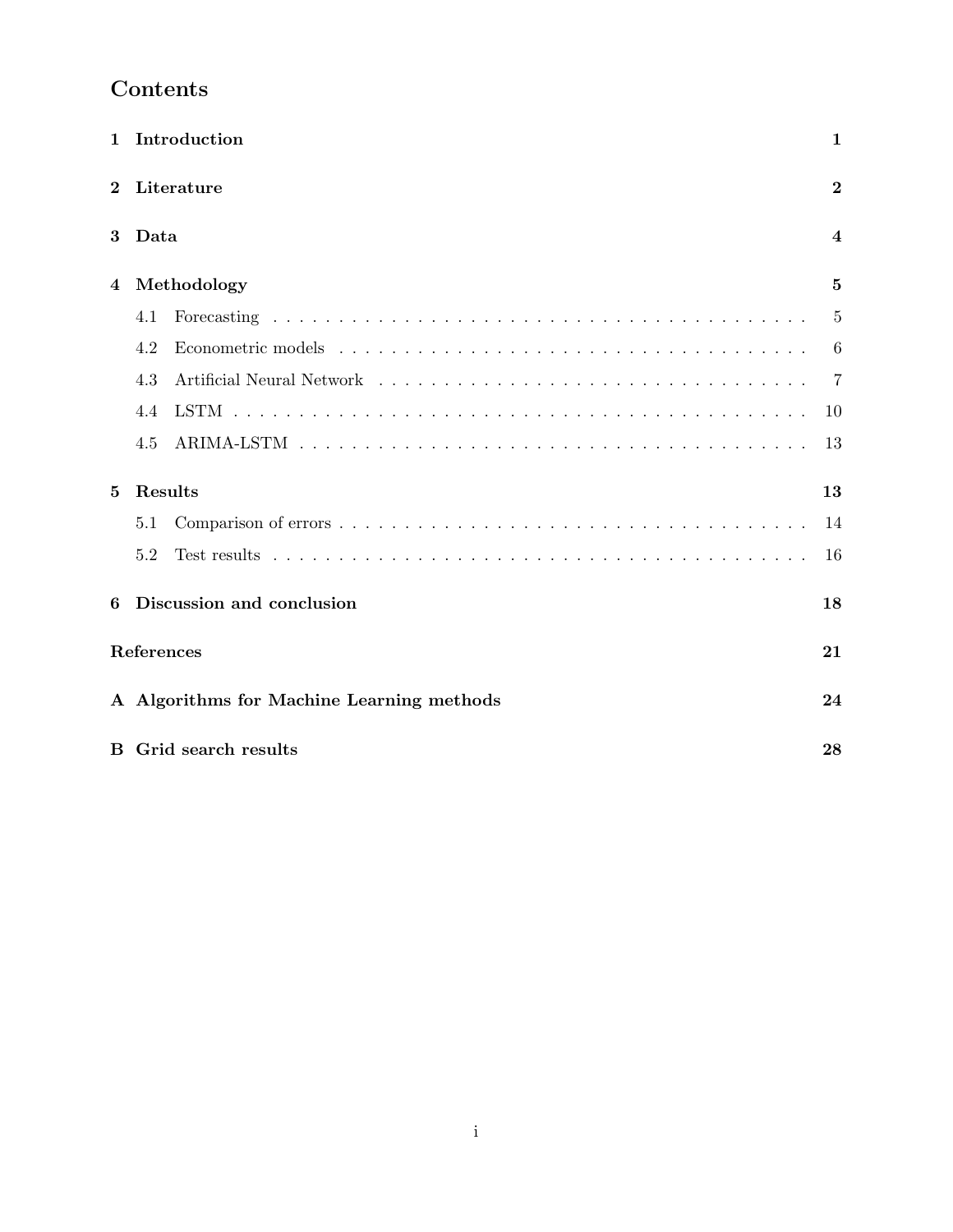# Contents

**1 Introduction** **1**

**2 Literature** **2**

**3 Data** **4**

**4 Methodology** **5**

4.1 Forecasting . . . . . . . . . . . . . . . . . . . . . . . . . . . . . . . . . . . . . 5

4.2 Econometric models . . . . . . . . . . . . . . . . . . . . . . . . . . . . . . . . 6

4.3 Artificial Neural Network . . . . . . . . . . . . . . . . . . . . . . . . . . . . . . 7

4.4 LSTM . . . . . . . . . . . . . . . . . . . . . . . . . . . . . . . . . . . . . . . . 10

4.5 ARIMA-LSTM . . . . . . . . . . . . . . . . . . . . . . . . . . . . . . . . . . . 13

**5 Results** **13**

5.1 Comparison of errors . . . . . . . . . . . . . . . . . . . . . . . . . . . . . . . . 14

5.2 Test results . . . . . . . . . . . . . . . . . . . . . . . . . . . . . . . . . . . . . 16

**6 Discussion and conclusion** **18**

**References** **21**

**A Algorithms for Machine Learning methods** **24**

**B Grid search results** **28**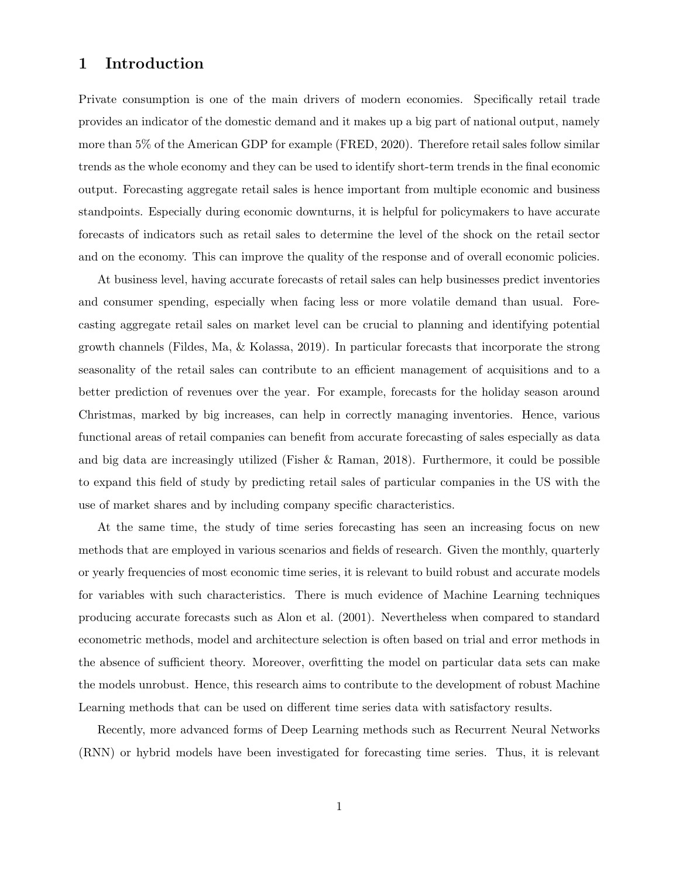# 1 Introduction

Private consumption is one of the main drivers of modern economies. Specifically retail trade provides an indicator of the domestic demand and it makes up a big part of national output, namely more than 5% of the American GDP for example (FRED, 2020). Therefore retail sales follow similar trends as the whole economy and they can be used to identify short-term trends in the final economic output. Forecasting aggregate retail sales is hence important from multiple economic and business standpoints. Especially during economic downturns, it is helpful for policymakers to have accurate forecasts of indicators such as retail sales to determine the level of the shock on the retail sector and on the economy. This can improve the quality of the response and of overall economic policies.

At business level, having accurate forecasts of retail sales can help businesses predict inventories and consumer spending, especially when facing less or more volatile demand than usual. Forecasting aggregate retail sales on market level can be crucial to planning and identifying potential growth channels (Fildes, Ma, & Kolassa, 2019). In particular forecasts that incorporate the strong seasonality of the retail sales can contribute to an efficient management of acquisitions and to a better prediction of revenues over the year. For example, forecasts for the holiday season around Christmas, marked by big increases, can help in correctly managing inventories. Hence, various functional areas of retail companies can benefit from accurate forecasting of sales especially as data and big data are increasingly utilized (Fisher & Raman, 2018). Furthermore, it could be possible to expand this field of study by predicting retail sales of particular companies in the US with the use of market shares and by including company specific characteristics.

At the same time, the study of time series forecasting has seen an increasing focus on new methods that are employed in various scenarios and fields of research. Given the monthly, quarterly or yearly frequencies of most economic time series, it is relevant to build robust and accurate models for variables with such characteristics. There is much evidence of Machine Learning techniques producing accurate forecasts such as Alon et al. (2001). Nevertheless when compared to standard econometric methods, model and architecture selection is often based on trial and error methods in the absence of sufficient theory. Moreover, overfitting the model on particular data sets can make the models unrobust. Hence, this research aims to contribute to the development of robust Machine Learning methods that can be used on different time series data with satisfactory results.

Recently, more advanced forms of Deep Learning methods such as Recurrent Neural Networks (RNN) or hybrid models have been investigated for forecasting time series. Thus, it is relevant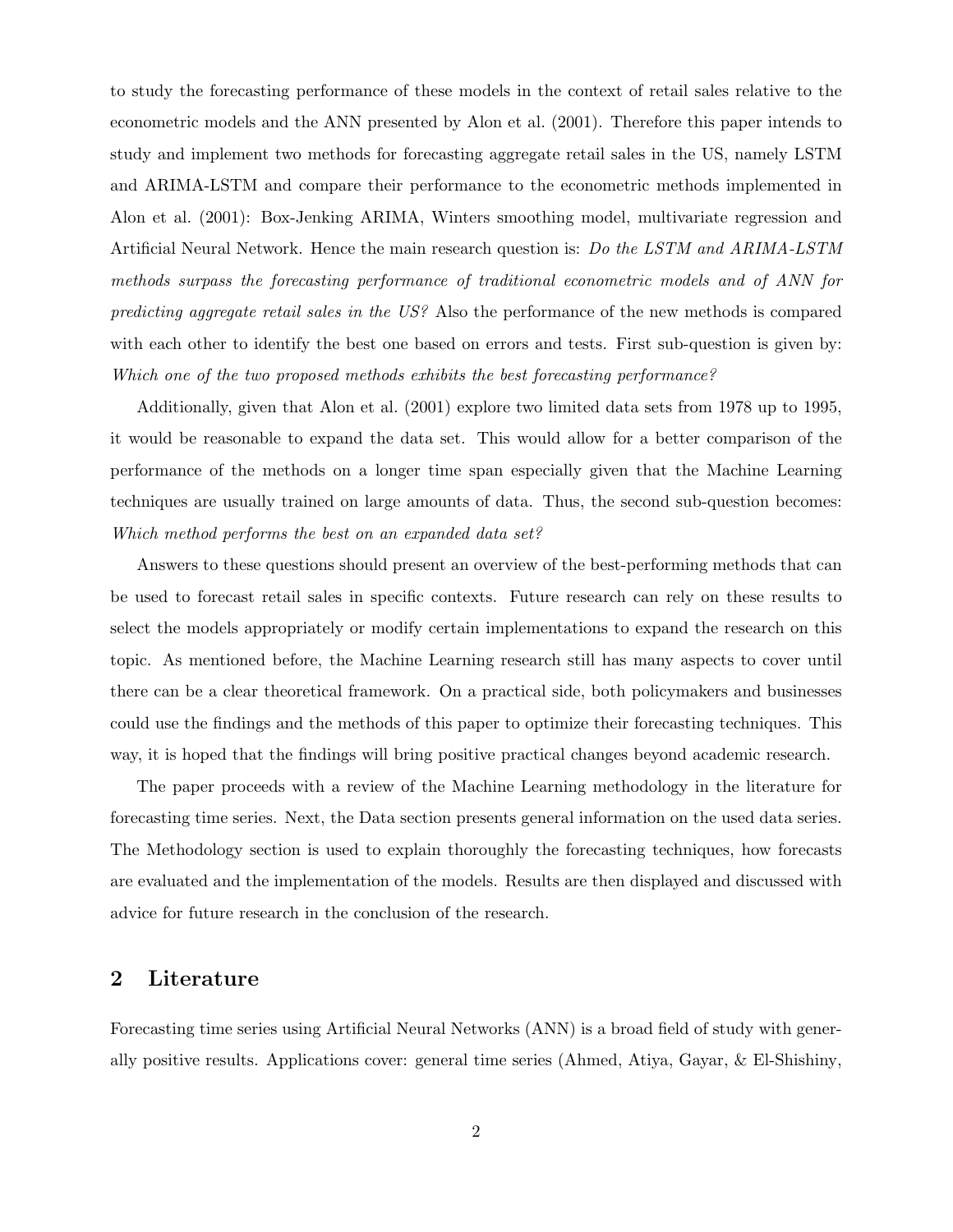to study the forecasting performance of these models in the context of retail sales relative to the econometric models and the ANN presented by Alon et al. (2001). Therefore this paper intends to study and implement two methods for forecasting aggregate retail sales in the US, namely LSTM and ARIMA-LSTM and compare their performance to the econometric methods implemented in Alon et al. (2001): Box-Jenking ARIMA, Winters smoothing model, multivariate regression and Artificial Neural Network. Hence the main research question is: *Do the LSTM and ARIMA-LSTM methods surpass the forecasting performance of traditional econometric models and of ANN for predicting aggregate retail sales in the US?* Also the performance of the new methods is compared with each other to identify the best one based on errors and tests. First sub-question is given by: *Which one of the two proposed methods exhibits the best forecasting performance?*

Additionally, given that Alon et al. (2001) explore two limited data sets from 1978 up to 1995, it would be reasonable to expand the data set. This would allow for a better comparison of the performance of the methods on a longer time span especially given that the Machine Learning techniques are usually trained on large amounts of data. Thus, the second sub-question becomes: *Which method performs the best on an expanded data set?*

Answers to these questions should present an overview of the best-performing methods that can be used to forecast retail sales in specific contexts. Future research can rely on these results to select the models appropriately or modify certain implementations to expand the research on this topic. As mentioned before, the Machine Learning research still has many aspects to cover until there can be a clear theoretical framework. On a practical side, both policymakers and businesses could use the findings and the methods of this paper to optimize their forecasting techniques. This way, it is hoped that the findings will bring positive practical changes beyond academic research.

The paper proceeds with a review of the Machine Learning methodology in the literature for forecasting time series. Next, the Data section presents general information on the used data series. The Methodology section is used to explain thoroughly the forecasting techniques, how forecasts are evaluated and the implementation of the models. Results are then displayed and discussed with advice for future research in the conclusion of the research.

## 2 Literature

Forecasting time series using Artificial Neural Networks (ANN) is a broad field of study with generally positive results. Applications cover: general time series (Ahmed, Atiya, Gayar, & El-Shishiny,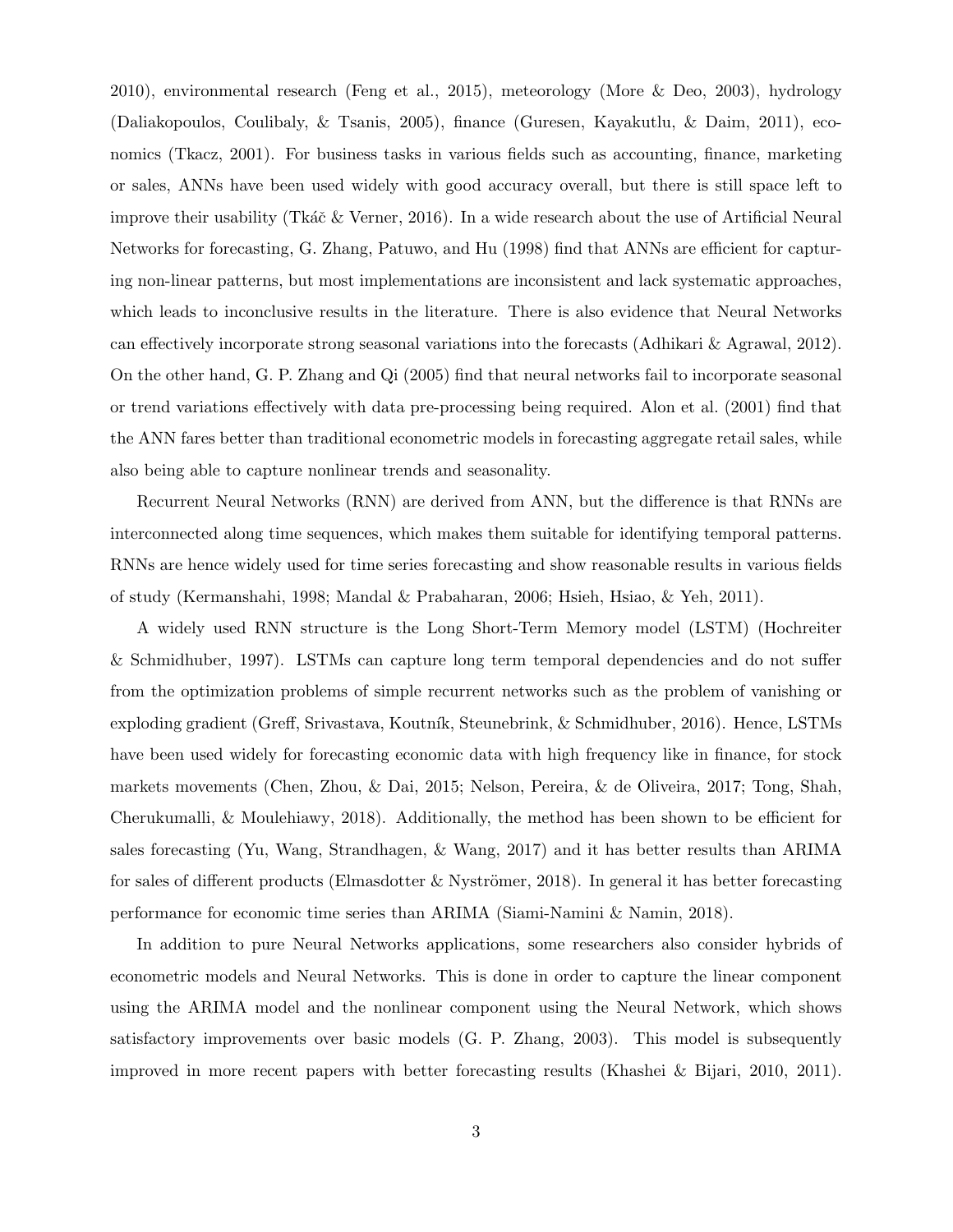2010), environmental research (Feng et al., 2015), meteorology (More & Deo, 2003), hydrology (Daliakopoulos, Coulibaly, & Tsanis, 2005), finance (Guresen, Kayakutlu, & Daim, 2011), economics (Tkacz, 2001). For business tasks in various fields such as accounting, finance, marketing or sales, ANNs have been used widely with good accuracy overall, but there is still space left to improve their usability (Tkáč & Verner, 2016). In a wide research about the use of Artificial Neural Networks for forecasting, G. Zhang, Patuwo, and Hu (1998) find that ANNs are efficient for capturing non-linear patterns, but most implementations are inconsistent and lack systematic approaches, which leads to inconclusive results in the literature. There is also evidence that Neural Networks can effectively incorporate strong seasonal variations into the forecasts (Adhikari & Agrawal, 2012). On the other hand, G. P. Zhang and Qi (2005) find that neural networks fail to incorporate seasonal or trend variations effectively with data pre-processing being required. Alon et al. (2001) find that the ANN fares better than traditional econometric models in forecasting aggregate retail sales, while also being able to capture nonlinear trends and seasonality.

Recurrent Neural Networks (RNN) are derived from ANN, but the difference is that RNNs are interconnected along time sequences, which makes them suitable for identifying temporal patterns. RNNs are hence widely used for time series forecasting and show reasonable results in various fields of study (Kermanshahi, 1998; Mandal & Prabaharan, 2006; Hsieh, Hsiao, & Yeh, 2011).

A widely used RNN structure is the Long Short-Term Memory model (LSTM) (Hochreiter & Schmidhuber, 1997). LSTMs can capture long term temporal dependencies and do not suffer from the optimization problems of simple recurrent networks such as the problem of vanishing or exploding gradient (Greff, Srivastava, Koutník, Steunebrink, & Schmidhuber, 2016). Hence, LSTMs have been used widely for forecasting economic data with high frequency like in finance, for stock markets movements (Chen, Zhou, & Dai, 2015; Nelson, Pereira, & de Oliveira, 2017; Tong, Shah, Cherukumalli, & Moulehiawy, 2018). Additionally, the method has been shown to be efficient for sales forecasting (Yu, Wang, Strandhagen, & Wang, 2017) and it has better results than ARIMA for sales of different products (Elmasdotter & Nyströmer, 2018). In general it has better forecasting performance for economic time series than ARIMA (Siami-Namini & Namin, 2018).

In addition to pure Neural Networks applications, some researchers also consider hybrids of econometric models and Neural Networks. This is done in order to capture the linear component using the ARIMA model and the nonlinear component using the Neural Network, which shows satisfactory improvements over basic models (G. P. Zhang, 2003). This model is subsequently improved in more recent papers with better forecasting results (Khashei & Bijari, 2010, 2011).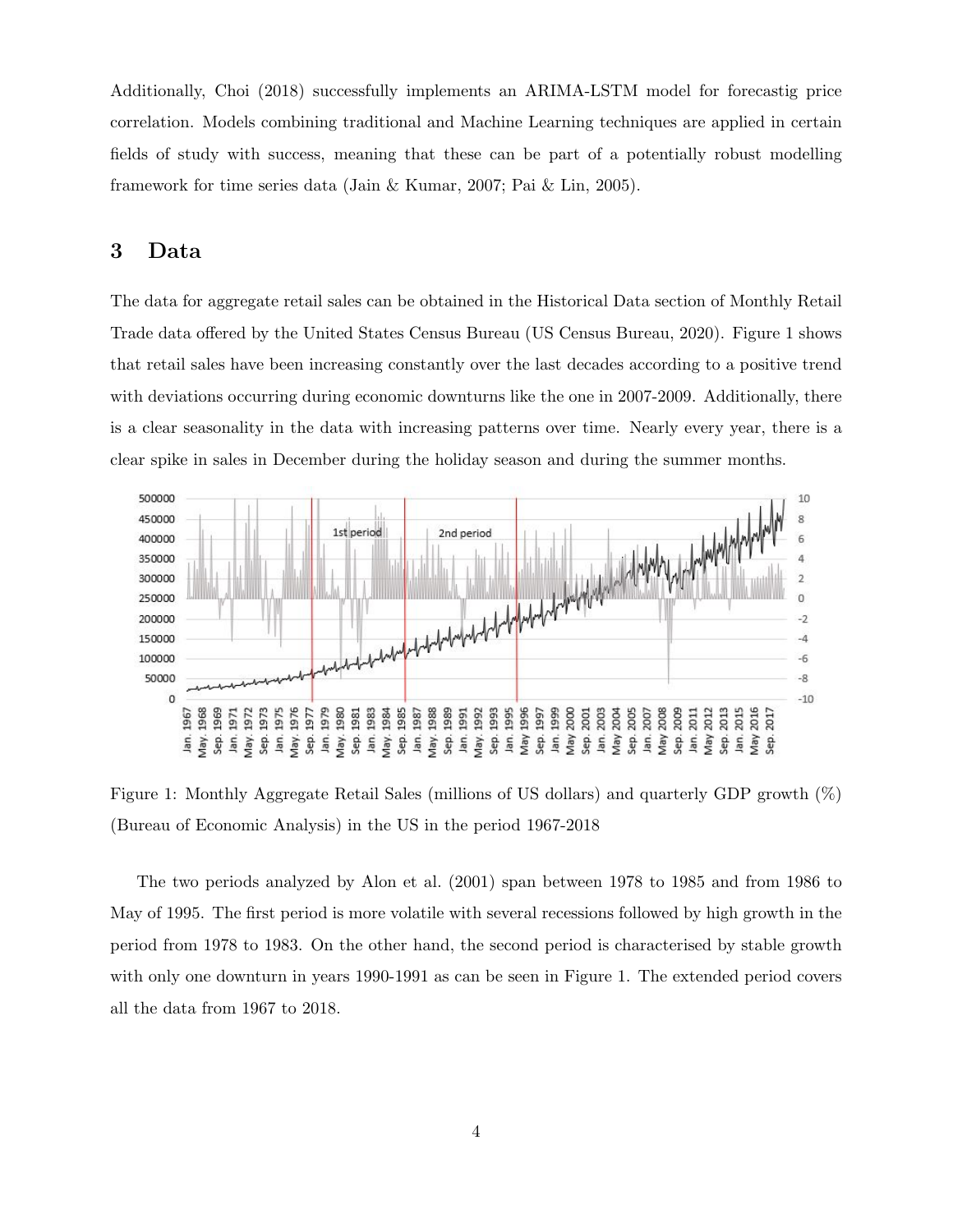Additionally, Choi (2018) successfully implements an ARIMA-LSTM model for forecastig price correlation. Models combining traditional and Machine Learning techniques are applied in certain fields of study with success, meaning that these can be part of a potentially robust modelling framework for time series data (Jain & Kumar, 2007; Pai & Lin, 2005).

## 3 Data

The data for aggregate retail sales can be obtained in the Historical Data section of Monthly Retail Trade data offered by the United States Census Bureau (US Census Bureau, 2020). Figure 1 shows that retail sales have been increasing constantly over the last decades according to a positive trend with deviations occurring during economic downturns like the one in 2007-2009. Additionally, there is a clear seasonality in the data with increasing patterns over time. Nearly every year, there is a clear spike in sales in December during the holiday season and during the summer months.

500000
450000
400000
350000
300000
250000
200000
150000
100000
50000
0

10
8
6
4
2
0
-2
-4
-6
-8
-10

1st period
2nd period

Jan. 1967, May. 1968, Sep. 1969, Jan. 1971, May. 1972, Sep. 1973, Jan. 1975, May. 1976, Sep. 1977, Jan. 1979, May. 1980, Sep. 1981, Jan. 1983, May. 1984, Sep. 1985, Jan. 1987, May. 1988, Sep. 1989, Jan. 1991, May. 1992, Sep. 1993, Jan. 1995, May. 1996, Sep. 1997, Jan. 1999, May. 2000, Sep. 2001, Jan. 2003, May. 2004, Sep. 2005, Jan. 2007, May. 2008, Sep. 2009, Jan. 2011, May. 2012, Sep. 2013, Jan. 2015, May. 2016, Sep. 2017

Figure 1: Monthly Aggregate Retail Sales (millions of US dollars) and quarterly GDP growth (%) (Bureau of Economic Analysis) in the US in the period 1967-2018

The two periods analyzed by Alon et al. (2001) span between 1978 to 1985 and from 1986 to May of 1995. The first period is more volatile with several recessions followed by high growth in the period from 1978 to 1983. On the other hand, the second period is characterised by stable growth with only one downturn in years 1990-1991 as can be seen in Figure 1. The extended period covers all the data from 1967 to 2018.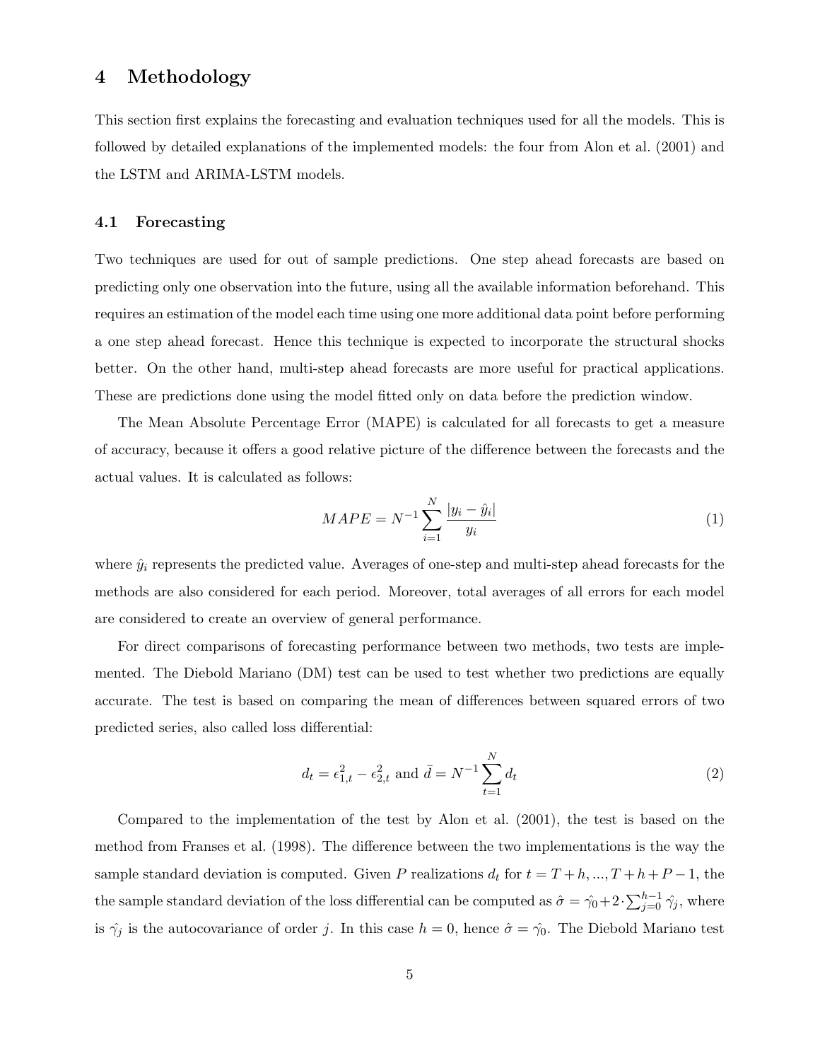# 4 Methodology

This section first explains the forecasting and evaluation techniques used for all the models. This is followed by detailed explanations of the implemented models: the four from Alon et al. (2001) and the LSTM and ARIMA-LSTM models.

## 4.1 Forecasting

Two techniques are used for out of sample predictions. One step ahead forecasts are based on predicting only one observation into the future, using all the available information beforehand. This requires an estimation of the model each time using one more additional data point before performing a one step ahead forecast. Hence this technique is expected to incorporate the structural shocks better. On the other hand, multi-step ahead forecasts are more useful for practical applications. These are predictions done using the model fitted only on data before the prediction window.

The Mean Absolute Percentage Error (MAPE) is calculated for all forecasts to get a measure of accuracy, because it offers a good relative picture of the difference between the forecasts and the actual values. It is calculated as follows:

$$MAPE = N^{-1} \sum_{i=1}^{N} \frac{|y_i - \hat{y}_i|}{y_i} \tag{1}$$

where $\hat{y}_i$ represents the predicted value. Averages of one-step and multi-step ahead forecasts for the methods are also considered for each period. Moreover, total averages of all errors for each model are considered to create an overview of general performance.

For direct comparisons of forecasting performance between two methods, two tests are implemented. The Diebold Mariano (DM) test can be used to test whether two predictions are equally accurate. The test is based on comparing the mean of differences between squared errors of two predicted series, also called loss differential:

$$d_t = \epsilon_{1,t}^2 - \epsilon_{2,t}^2 \text{ and } \bar{d} = N^{-1} \sum_{t=1}^{N} d_t \tag{2}$$

Compared to the implementation of the test by Alon et al. (2001), the test is based on the method from Franses et al. (1998). The difference between the two implementations is the way the sample standard deviation is computed. Given $P$ realizations $d_t$ for $t = T+h, ..., T+h+P-1$, the the sample standard deviation of the loss differential can be computed as $\hat{\sigma} = \hat{\gamma_0} + 2 \cdot \sum_{j=0}^{h-1} \hat{\gamma_j}$, where is $\hat{\gamma_j}$ is the autocovariance of order $j$. In this case $h = 0$, hence $\hat{\sigma} = \hat{\gamma_0}$. The Diebold Mariano test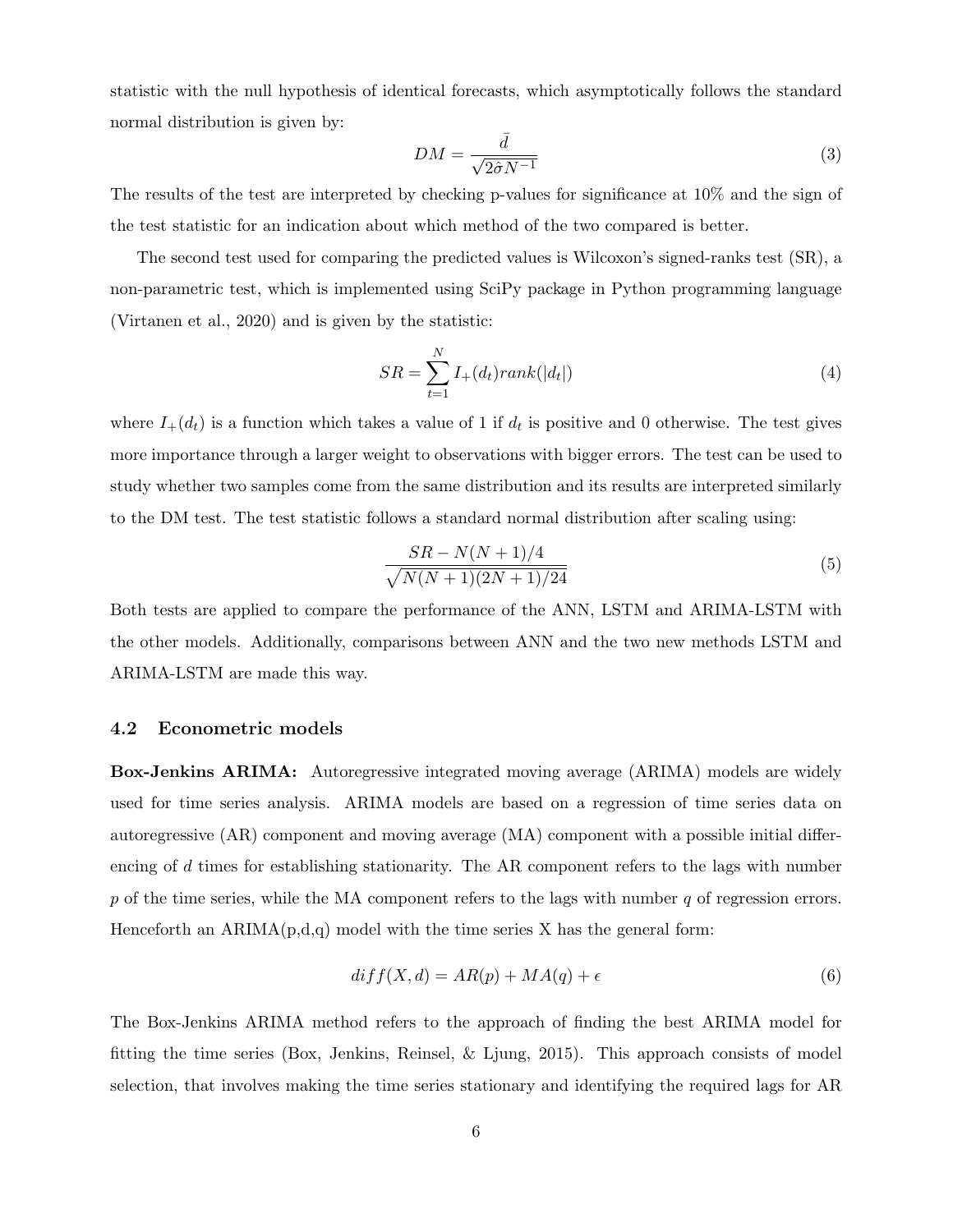statistic with the null hypothesis of identical forecasts, which asymptotically follows the standard normal distribution is given by:

$$DM = \frac{\bar{d}}{\sqrt{2\hat{\sigma}N^{-1}}} \tag{3}$$

The results of the test are interpreted by checking p-values for significance at 10% and the sign of the test statistic for an indication about which method of the two compared is better.

The second test used for comparing the predicted values is Wilcoxon's signed-ranks test (SR), a non-parametric test, which is implemented using SciPy package in Python programming language (Virtanen et al., 2020) and is given by the statistic:

$$SR = \sum_{t=1}^{N} I_{+}(d_t) rank(|d_t|) \tag{4}$$

where $I_{+}(d_t)$ is a function which takes a value of 1 if $d_t$ is positive and 0 otherwise. The test gives more importance through a larger weight to observations with bigger errors. The test can be used to study whether two samples come from the same distribution and its results are interpreted similarly to the DM test. The test statistic follows a standard normal distribution after scaling using:

$$\frac{SR - N(N+1)/4}{\sqrt{N(N+1)(2N+1)/24}} \tag{5}$$

Both tests are applied to compare the performance of the ANN, LSTM and ARIMA-LSTM with the other models. Additionally, comparisons between ANN and the two new methods LSTM and ARIMA-LSTM are made this way.

## 4.2 Econometric models

**Box-Jenkins ARIMA:** Autoregressive integrated moving average (ARIMA) models are widely used for time series analysis. ARIMA models are based on a regression of time series data on autoregressive (AR) component and moving average (MA) component with a possible initial differencing of $d$ times for establishing stationarity. The AR component refers to the lags with number $p$ of the time series, while the MA component refers to the lags with number $q$ of regression errors. Henceforth an ARIMA(p,d,q) model with the time series X has the general form:

$$diff(X, d) = AR(p) + MA(q) + \epsilon \tag{6}$$

The Box-Jenkins ARIMA method refers to the approach of finding the best ARIMA model for fitting the time series (Box, Jenkins, Reinsel, & Ljung, 2015). This approach consists of model selection, that involves making the time series stationary and identifying the required lags for AR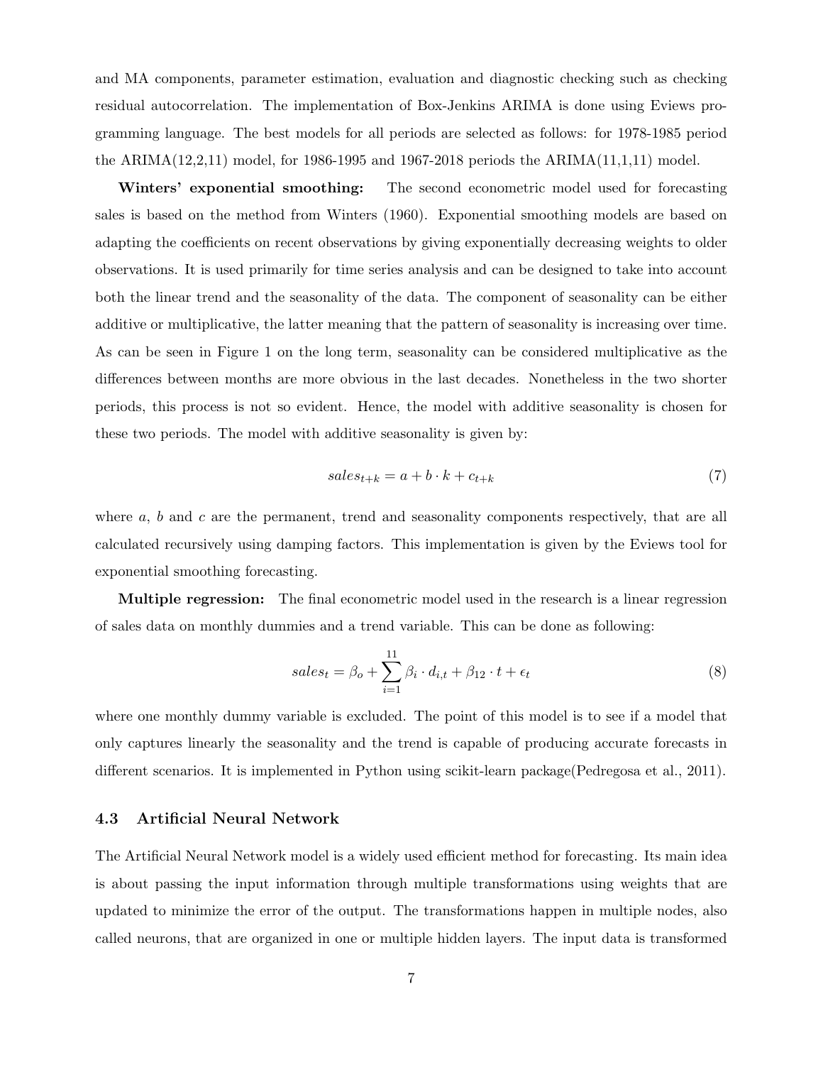and MA components, parameter estimation, evaluation and diagnostic checking such as checking residual autocorrelation. The implementation of Box-Jenkins ARIMA is done using Eviews programming language. The best models for all periods are selected as follows: for 1978-1985 period the ARIMA(12,2,11) model, for 1986-1995 and 1967-2018 periods the ARIMA(11,1,11) model.

**Winters' exponential smoothing:** The second econometric model used for forecasting sales is based on the method from Winters (1960). Exponential smoothing models are based on adapting the coefficients on recent observations by giving exponentially decreasing weights to older observations. It is used primarily for time series analysis and can be designed to take into account both the linear trend and the seasonality of the data. The component of seasonality can be either additive or multiplicative, the latter meaning that the pattern of seasonality is increasing over time. As can be seen in Figure 1 on the long term, seasonality can be considered multiplicative as the differences between months are more obvious in the last decades. Nonetheless in the two shorter periods, this process is not so evident. Hence, the model with additive seasonality is chosen for these two periods. The model with additive seasonality is given by:

$$sales_{t+k} = a + b \cdot k + c_{t+k} \tag{7}$$

where $a$, $b$ and $c$ are the permanent, trend and seasonality components respectively, that are all calculated recursively using damping factors. This implementation is given by the Eviews tool for exponential smoothing forecasting.

**Multiple regression:** The final econometric model used in the research is a linear regression of sales data on monthly dummies and a trend variable. This can be done as following:

$$sales_t = \beta_o + \sum_{i=1}^{11} \beta_i \cdot d_{i,t} + \beta_{12} \cdot t + \epsilon_t \tag{8}$$

where one monthly dummy variable is excluded. The point of this model is to see if a model that only captures linearly the seasonality and the trend is capable of producing accurate forecasts in different scenarios. It is implemented in Python using scikit-learn package(Pedregosa et al., 2011).

### 4.3 Artificial Neural Network

The Artificial Neural Network model is a widely used efficient method for forecasting. Its main idea is about passing the input information through multiple transformations using weights that are updated to minimize the error of the output. The transformations happen in multiple nodes, also called neurons, that are organized in one or multiple hidden layers. The input data is transformed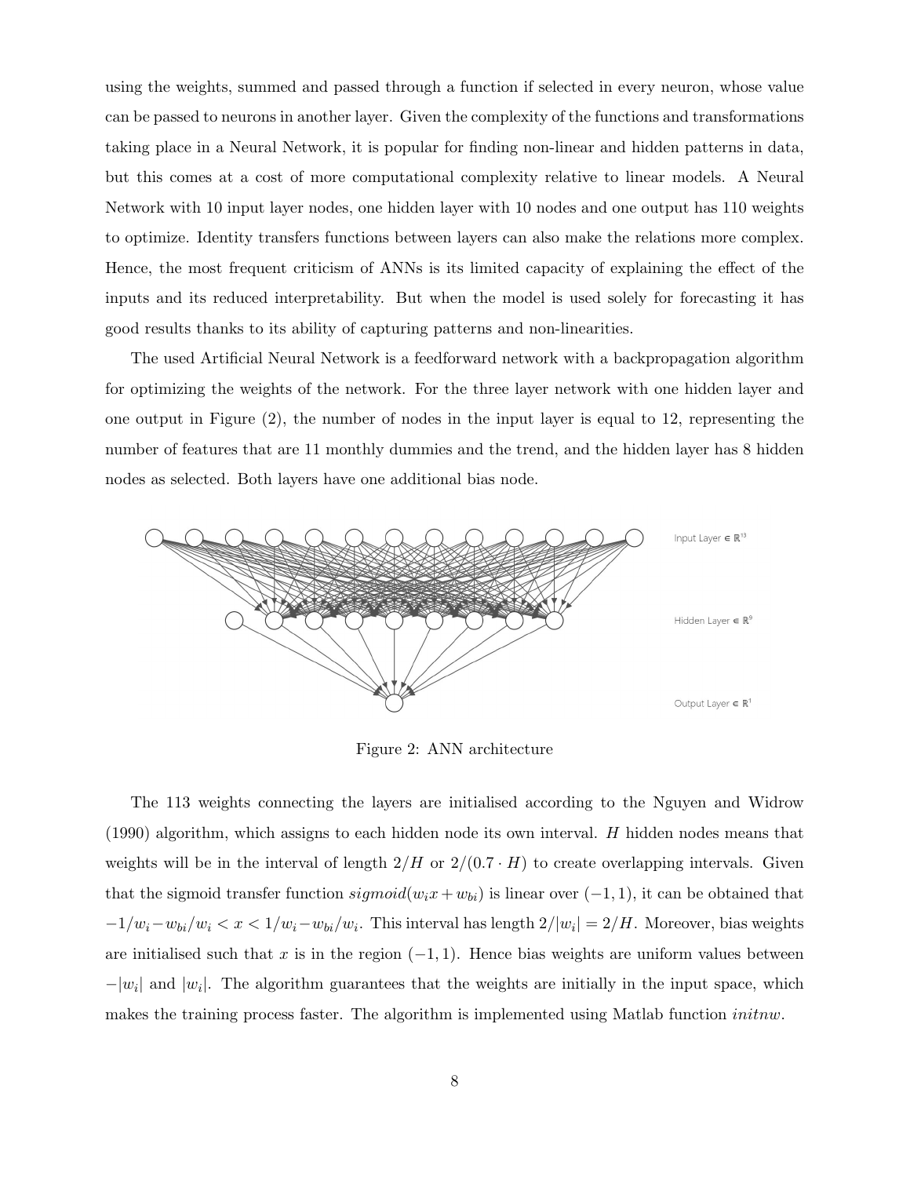using the weights, summed and passed through a function if selected in every neuron, whose value can be passed to neurons in another layer. Given the complexity of the functions and transformations taking place in a Neural Network, it is popular for finding non-linear and hidden patterns in data, but this comes at a cost of more computational complexity relative to linear models. A Neural Network with 10 input layer nodes, one hidden layer with 10 nodes and one output has 110 weights to optimize. Identity transfers functions between layers can also make the relations more complex. Hence, the most frequent criticism of ANNs is its limited capacity of explaining the effect of the inputs and its reduced interpretability. But when the model is used solely for forecasting it has good results thanks to its ability of capturing patterns and non-linearities.

The used Artificial Neural Network is a feedforward network with a backpropagation algorithm for optimizing the weights of the network. For the three layer network with one hidden layer and one output in Figure (2), the number of nodes in the input layer is equal to 12, representing the number of features that are 11 monthly dummies and the trend, and the hidden layer has 8 hidden nodes as selected. Both layers have one additional bias node.

Input Layer $\in \mathbb{R}^{13}$

Hidden Layer $\in \mathbb{R}^{9}$

Output Layer $\in \mathbb{R}^{1}$

Figure 2: ANN architecture

The 113 weights connecting the layers are initialised according to the Nguyen and Widrow (1990) algorithm, which assigns to each hidden node its own interval. $H$ hidden nodes means that weights will be in the interval of length $2/H$ or $2/(0.7 \cdot H)$ to create overlapping intervals. Given that the sigmoid transfer function $sigmoid(w_i x + w_{bi})$ is linear over $(-1, 1)$, it can be obtained that $-1/w_i - w_{bi}/w_i < x < 1/w_i - w_{bi}/w_i$. This interval has length $2/|w_i| = 2/H$. Moreover, bias weights are initialised such that $x$ is in the region $(-1, 1)$. Hence bias weights are uniform values between $-|w_i|$ and $|w_i|$. The algorithm guarantees that the weights are initially in the input space, which makes the training process faster. The algorithm is implemented using Matlab function *initnw*.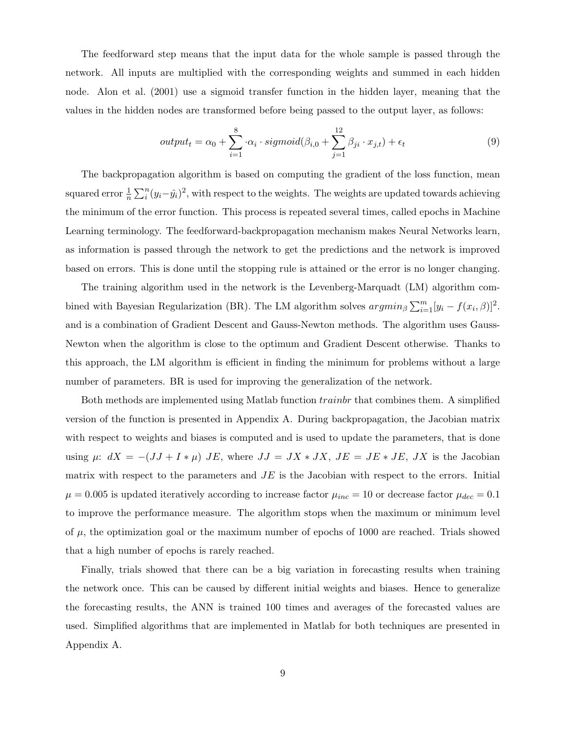The feedforward step means that the input data for the whole sample is passed through the network. All inputs are multiplied with the corresponding weights and summed in each hidden node. Alon et al. (2001) use a sigmoid transfer function in the hidden layer, meaning that the values in the hidden nodes are transformed before being passed to the output layer, as follows:

$$output_t = \alpha_0 + \sum_{i=1}^{8} \cdot \alpha_i \cdot sigmoid(\beta_{i,0} + \sum_{j=1}^{12} \beta_{ji} \cdot x_{j,t}) + \epsilon_t \tag{9}$$

The backpropagation algorithm is based on computing the gradient of the loss function, mean squared error $\frac{1}{n}\sum_i^n (y_i - \hat{y_i})^2$, with respect to the weights. The weights are updated towards achieving the minimum of the error function. This process is repeated several times, called epochs in Machine Learning terminology. The feedforward-backpropagation mechanism makes Neural Networks learn, as information is passed through the network to get the predictions and the network is improved based on errors. This is done until the stopping rule is attained or the error is no longer changing.

The training algorithm used in the network is the Levenberg-Marquadt (LM) algorithm combined with Bayesian Regularization (BR). The LM algorithm solves $argmin_\beta \sum_{i=1}^m [y_i - f(x_i, \beta)]^2$. and is a combination of Gradient Descent and Gauss-Newton methods. The algorithm uses Gauss-Newton when the algorithm is close to the optimum and Gradient Descent otherwise. Thanks to this approach, the LM algorithm is efficient in finding the minimum for problems without a large number of parameters. BR is used for improving the generalization of the network.

Both methods are implemented using Matlab function *trainbr* that combines them. A simplified version of the function is presented in Appendix A. During backpropagation, the Jacobian matrix with respect to weights and biases is computed and is used to update the parameters, that is done using $\mu$: $dX = -(JJ + I * \mu)\ JE$, where $JJ = JX * JX$, $JE = JE * JE$, $JX$ is the Jacobian matrix with respect to the parameters and $JE$ is the Jacobian with respect to the errors. Initial $\mu = 0.005$ is updated iteratively according to increase factor $\mu_{inc} = 10$ or decrease factor $\mu_{dec} = 0.1$ to improve the performance measure. The algorithm stops when the maximum or minimum level of $\mu$, the optimization goal or the maximum number of epochs of 1000 are reached. Trials showed that a high number of epochs is rarely reached.

Finally, trials showed that there can be a big variation in forecasting results when training the network once. This can be caused by different initial weights and biases. Hence to generalize the forecasting results, the ANN is trained 100 times and averages of the forecasted values are used. Simplified algorithms that are implemented in Matlab for both techniques are presented in Appendix A.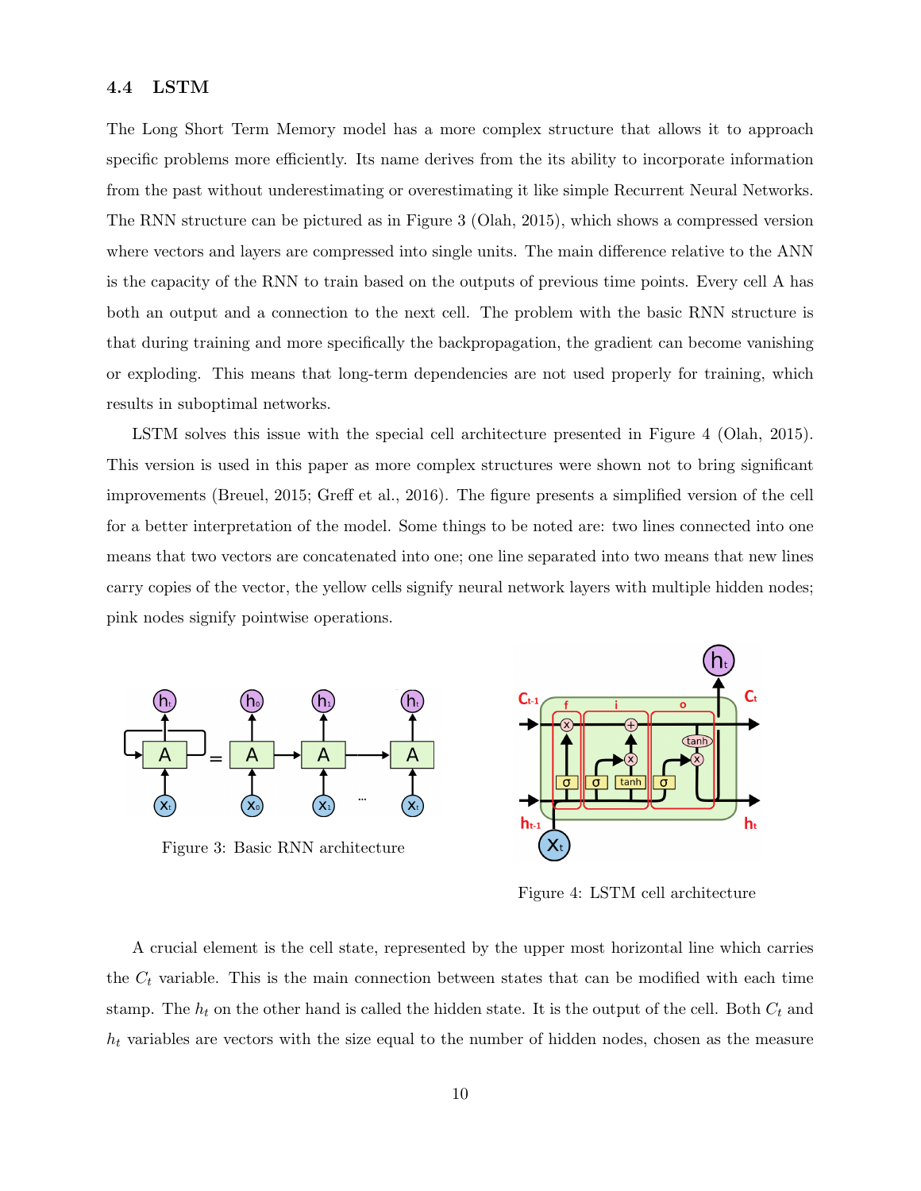### 4.4 LSTM

The Long Short Term Memory model has a more complex structure that allows it to approach specific problems more efficiently. Its name derives from the its ability to incorporate information from the past without underestimating or overestimating it like simple Recurrent Neural Networks. The RNN structure can be pictured as in Figure 3 (Olah, 2015), which shows a compressed version where vectors and layers are compressed into single units. The main difference relative to the ANN is the capacity of the RNN to train based on the outputs of previous time points. Every cell A has both an output and a connection to the next cell. The problem with the basic RNN structure is that during training and more specifically the backpropagation, the gradient can become vanishing or exploding. This means that long-term dependencies are not used properly for training, which results in suboptimal networks.

LSTM solves this issue with the special cell architecture presented in Figure 4 (Olah, 2015). This version is used in this paper as more complex structures were shown not to bring significant improvements (Breuel, 2015; Greff et al., 2016). The figure presents a simplified version of the cell for a better interpretation of the model. Some things to be noted are: two lines connected into one means that two vectors are concatenated into one; one line separated into two means that new lines carry copies of the vector, the yellow cells signify neural network layers with multiple hidden nodes; pink nodes signify pointwise operations.

Figure 3: Basic RNN architecture

Figure 4: LSTM cell architecture

A crucial element is the cell state, represented by the upper most horizontal line which carries the $C_t$ variable. This is the main connection between states that can be modified with each time stamp. The $h_t$ on the other hand is called the hidden state. It is the output of the cell. Both $C_t$ and $h_t$ variables are vectors with the size equal to the number of hidden nodes, chosen as the measure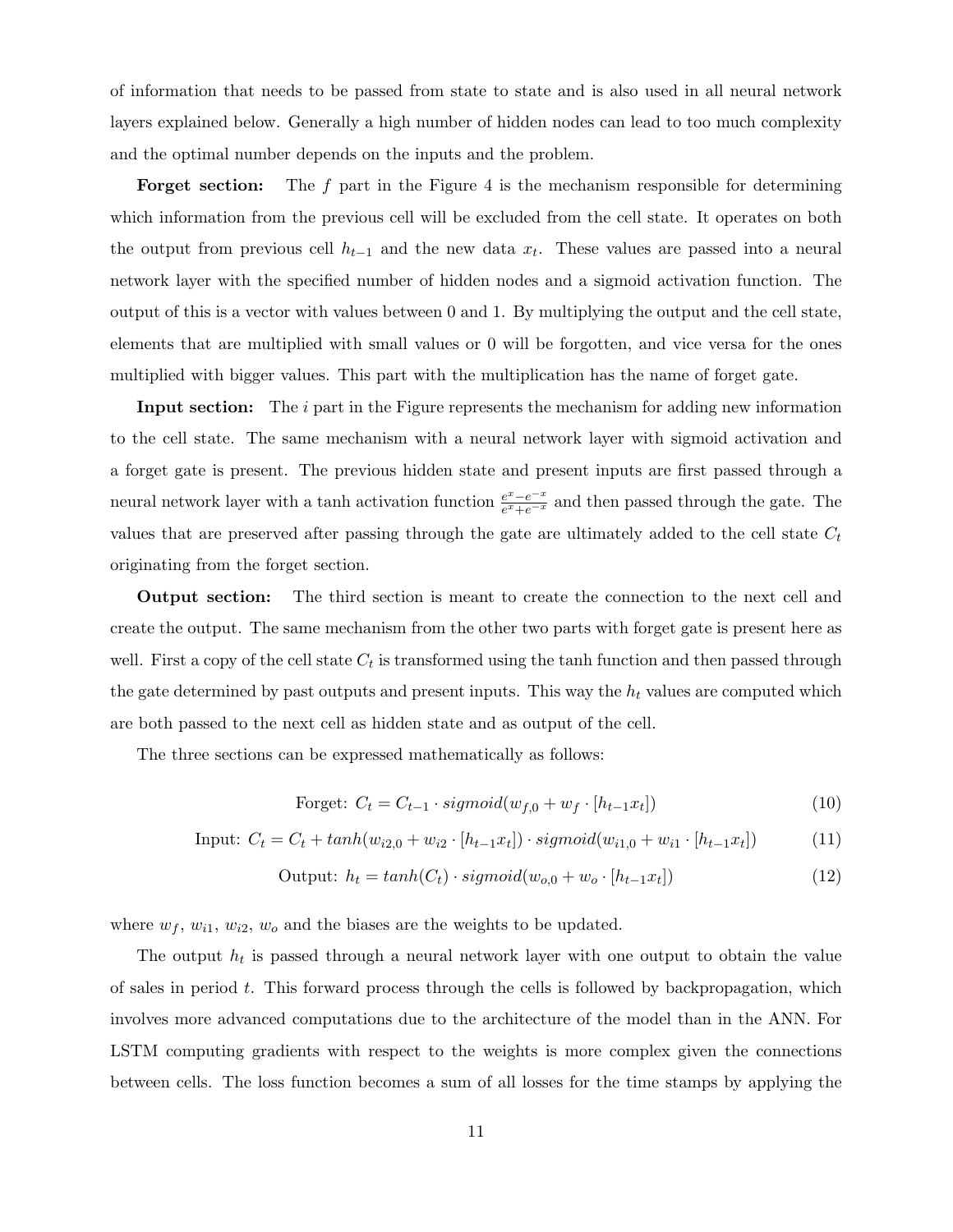of information that needs to be passed from state to state and is also used in all neural network layers explained below. Generally a high number of hidden nodes can lead to too much complexity and the optimal number depends on the inputs and the problem.

**Forget section:** The $f$ part in the Figure 4 is the mechanism responsible for determining which information from the previous cell will be excluded from the cell state. It operates on both the output from previous cell $h_{t-1}$ and the new data $x_t$. These values are passed into a neural network layer with the specified number of hidden nodes and a sigmoid activation function. The output of this is a vector with values between 0 and 1. By multiplying the output and the cell state, elements that are multiplied with small values or 0 will be forgotten, and vice versa for the ones multiplied with bigger values. This part with the multiplication has the name of forget gate.

**Input section:** The $i$ part in the Figure represents the mechanism for adding new information to the cell state. The same mechanism with a neural network layer with sigmoid activation and a forget gate is present. The previous hidden state and present inputs are first passed through a neural network layer with a tanh activation function $\frac{e^x - e^{-x}}{e^x + e^{-x}}$ and then passed through the gate. The values that are preserved after passing through the gate are ultimately added to the cell state $C_t$ originating from the forget section.

**Output section:** The third section is meant to create the connection to the next cell and create the output. The same mechanism from the other two parts with forget gate is present here as well. First a copy of the cell state $C_t$ is transformed using the tanh function and then passed through the gate determined by past outputs and present inputs. This way the $h_t$ values are computed which are both passed to the next cell as hidden state and as output of the cell.

The three sections can be expressed mathematically as follows:

$$\text{Forget: } C_t = C_{t-1} \cdot sigmoid(w_{f,0} + w_f \cdot [h_{t-1} x_t]) \tag{10}$$

$$\text{Input: } C_t = C_t + tanh(w_{i2,0} + w_{i2} \cdot [h_{t-1} x_t]) \cdot sigmoid(w_{i1,0} + w_{i1} \cdot [h_{t-1} x_t]) \tag{11}$$

$$\text{Output: } h_t = tanh(C_t) \cdot sigmoid(w_{o,0} + w_o \cdot [h_{t-1} x_t]) \tag{12}$$

where $w_f$, $w_{i1}$, $w_{i2}$, $w_o$ and the biases are the weights to be updated.

The output $h_t$ is passed through a neural network layer with one output to obtain the value of sales in period $t$. This forward process through the cells is followed by backpropagation, which involves more advanced computations due to the architecture of the model than in the ANN. For LSTM computing gradients with respect to the weights is more complex given the connections between cells. The loss function becomes a sum of all losses for the time stamps by applying the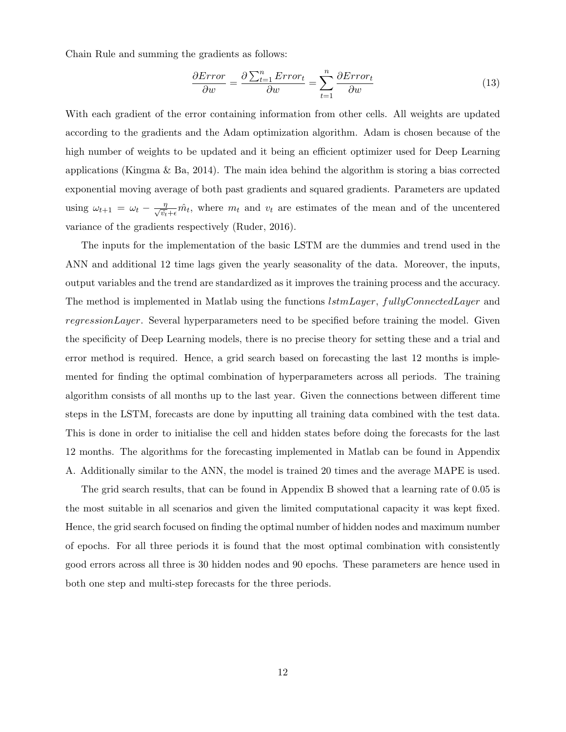Chain Rule and summing the gradients as follows:

$$\frac{\partial Error}{\partial w} = \frac{\partial \sum_{t=1}^{n} Error_t}{\partial w} = \sum_{t=1}^{n} \frac{\partial Error_t}{\partial w} \tag{13}$$

With each gradient of the error containing information from other cells. All weights are updated according to the gradients and the Adam optimization algorithm. Adam is chosen because of the high number of weights to be updated and it being an efficient optimizer used for Deep Learning applications (Kingma & Ba, 2014). The main idea behind the algorithm is storing a bias corrected exponential moving average of both past gradients and squared gradients. Parameters are updated using $\omega_{t+1} = \omega_t - \frac{\eta}{\sqrt{\hat{v}_t}+\epsilon}\hat{m}_t$, where $m_t$ and $v_t$ are estimates of the mean and of the uncentered variance of the gradients respectively (Ruder, 2016).

The inputs for the implementation of the basic LSTM are the dummies and trend used in the ANN and additional 12 time lags given the yearly seasonality of the data. Moreover, the inputs, output variables and the trend are standardized as it improves the training process and the accuracy. The method is implemented in Matlab using the functions *lstmLayer*, *fullyConnectedLayer* and *regressionLayer*. Several hyperparameters need to be specified before training the model. Given the specificity of Deep Learning models, there is no precise theory for setting these and a trial and error method is required. Hence, a grid search based on forecasting the last 12 months is implemented for finding the optimal combination of hyperparameters across all periods. The training algorithm consists of all months up to the last year. Given the connections between different time steps in the LSTM, forecasts are done by inputting all training data combined with the test data. This is done in order to initialise the cell and hidden states before doing the forecasts for the last 12 months. The algorithms for the forecasting implemented in Matlab can be found in Appendix A. Additionally similar to the ANN, the model is trained 20 times and the average MAPE is used.

The grid search results, that can be found in Appendix B showed that a learning rate of 0.05 is the most suitable in all scenarios and given the limited computational capacity it was kept fixed. Hence, the grid search focused on finding the optimal number of hidden nodes and maximum number of epochs. For all three periods it is found that the most optimal combination with consistently good errors across all three is 30 hidden nodes and 90 epochs. These parameters are hence used in both one step and multi-step forecasts for the three periods.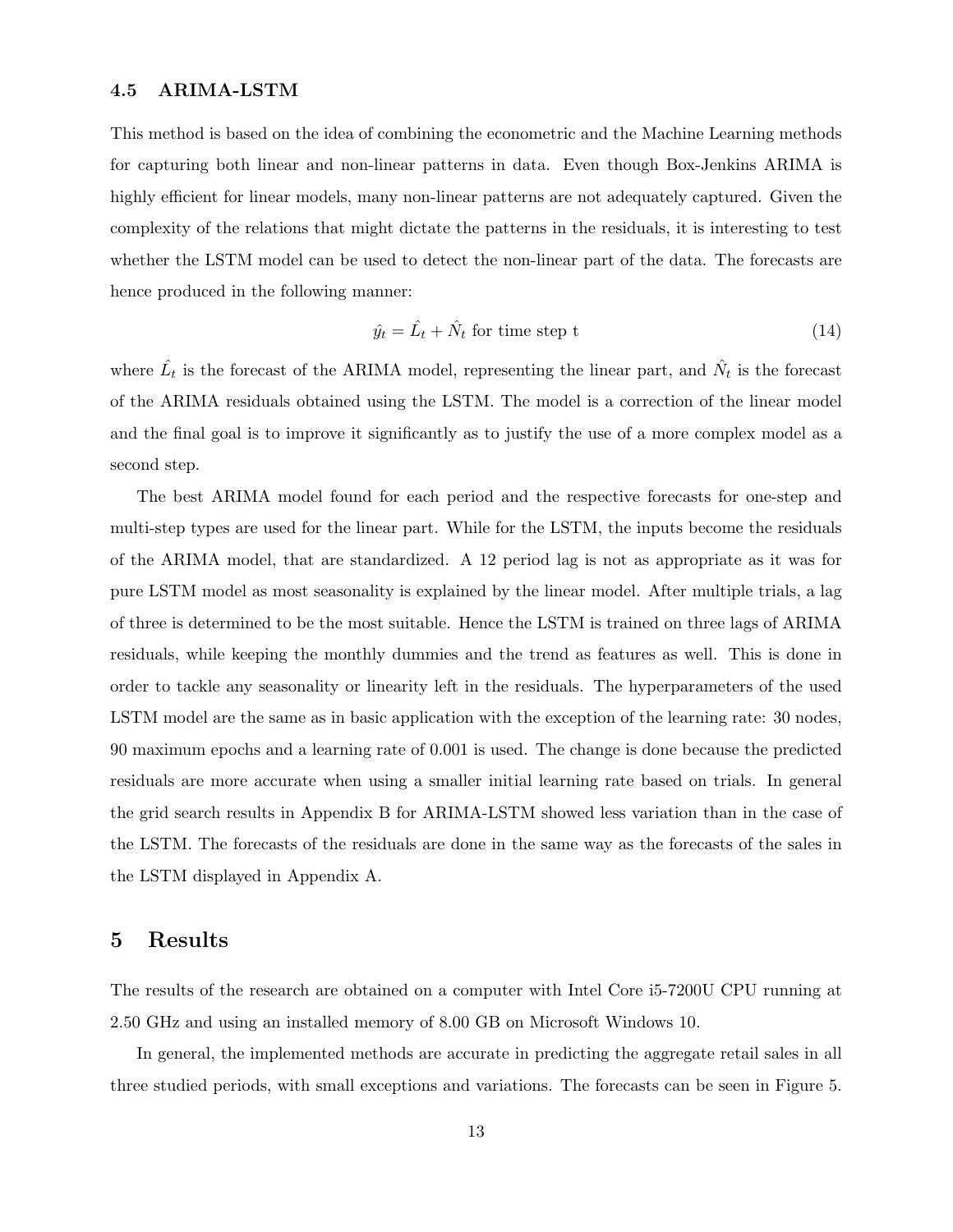### 4.5 ARIMA-LSTM

This method is based on the idea of combining the econometric and the Machine Learning methods for capturing both linear and non-linear patterns in data. Even though Box-Jenkins ARIMA is highly efficient for linear models, many non-linear patterns are not adequately captured. Given the complexity of the relations that might dictate the patterns in the residuals, it is interesting to test whether the LSTM model can be used to detect the non-linear part of the data. The forecasts are hence produced in the following manner:

$$\hat{y_t} = \hat{L_t} + \hat{N_t} \text{ for time step t} \tag{14}$$

where $\hat{L_t}$ is the forecast of the ARIMA model, representing the linear part, and $\hat{N_t}$ is the forecast of the ARIMA residuals obtained using the LSTM. The model is a correction of the linear model and the final goal is to improve it significantly as to justify the use of a more complex model as a second step.

The best ARIMA model found for each period and the respective forecasts for one-step and multi-step types are used for the linear part. While for the LSTM, the inputs become the residuals of the ARIMA model, that are standardized. A 12 period lag is not as appropriate as it was for pure LSTM model as most seasonality is explained by the linear model. After multiple trials, a lag of three is determined to be the most suitable. Hence the LSTM is trained on three lags of ARIMA residuals, while keeping the monthly dummies and the trend as features as well. This is done in order to tackle any seasonality or linearity left in the residuals. The hyperparameters of the used LSTM model are the same as in basic application with the exception of the learning rate: 30 nodes, 90 maximum epochs and a learning rate of 0.001 is used. The change is done because the predicted residuals are more accurate when using a smaller initial learning rate based on trials. In general the grid search results in Appendix B for ARIMA-LSTM showed less variation than in the case of the LSTM. The forecasts of the residuals are done in the same way as the forecasts of the sales in the LSTM displayed in Appendix A.

## 5 Results

The results of the research are obtained on a computer with Intel Core i5-7200U CPU running at 2.50 GHz and using an installed memory of 8.00 GB on Microsoft Windows 10.

In general, the implemented methods are accurate in predicting the aggregate retail sales in all three studied periods, with small exceptions and variations. The forecasts can be seen in Figure 5.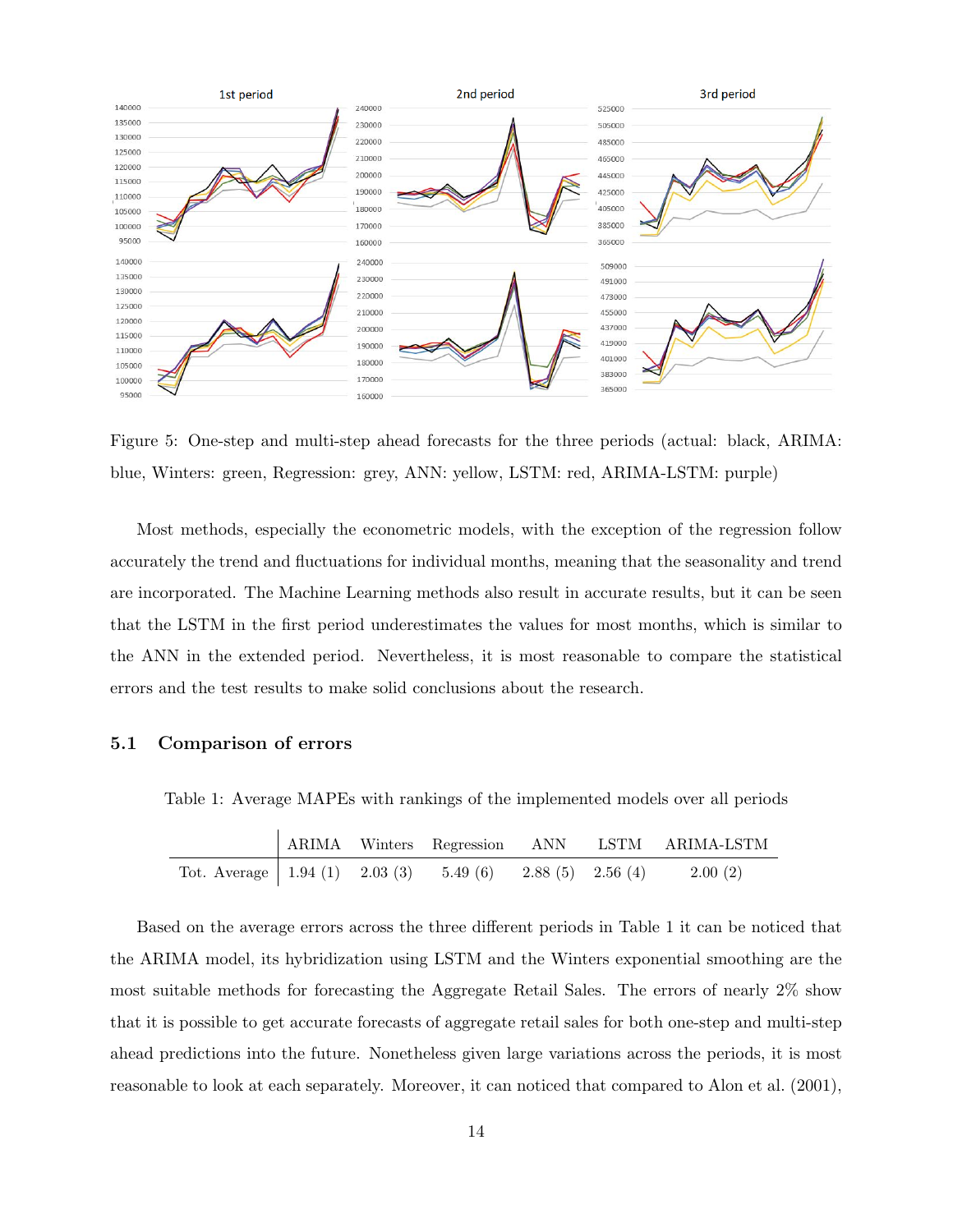1st period

140000
135000
130000
125000
120000
115000
110000
105000
100000
95000

2nd period

240000
230000
220000
210000
200000
190000
180000
170000
160000

3rd period

525000
505000
485000
465000
445000
425000
405000
385000
365000

140000
135000
130000
125000
120000
115000
110000
105000
100000
95000

240000
230000
220000
210000
200000
190000
180000
170000
160000

509000
491000
473000
455000
437000
419000
401000
383000
365000

Figure 5: One-step and multi-step ahead forecasts for the three periods (actual: black, ARIMA: blue, Winters: green, Regression: grey, ANN: yellow, LSTM: red, ARIMA-LSTM: purple)

Most methods, especially the econometric models, with the exception of the regression follow accurately the trend and fluctuations for individual months, meaning that the seasonality and trend are incorporated. The Machine Learning methods also result in accurate results, but it can be seen that the LSTM in the first period underestimates the values for most months, which is similar to the ANN in the extended period. Nevertheless, it is most reasonable to compare the statistical errors and the test results to make solid conclusions about the research.

## 5.1 Comparison of errors

Table 1: Average MAPEs with rankings of the implemented models over all periods

| | ARIMA | Winters | Regression | ANN | LSTM | ARIMA-LSTM |
|---|---|---|---|---|---|---|
| Tot. Average | 1.94 (1) | 2.03 (3) | 5.49 (6) | 2.88 (5) | 2.56 (4) | 2.00 (2) |

Based on the average errors across the three different periods in Table 1 it can be noticed that the ARIMA model, its hybridization using LSTM and the Winters exponential smoothing are the most suitable methods for forecasting the Aggregate Retail Sales. The errors of nearly 2% show that it is possible to get accurate forecasts of aggregate retail sales for both one-step and multi-step ahead predictions into the future. Nonetheless given large variations across the periods, it is most reasonable to look at each separately. Moreover, it can noticed that compared to Alon et al. (2001),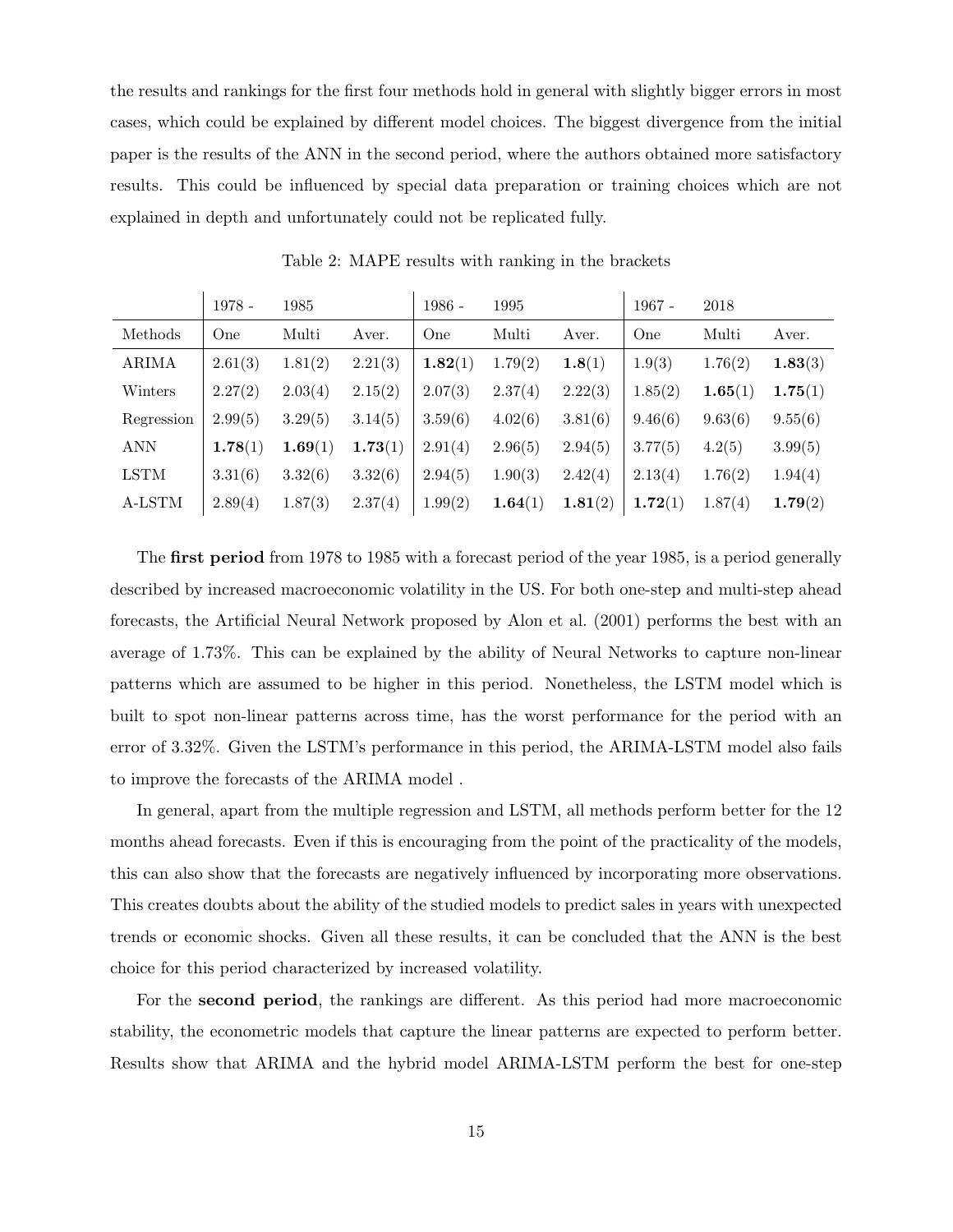the results and rankings for the first four methods hold in general with slightly bigger errors in most cases, which could be explained by different model choices. The biggest divergence from the initial paper is the results of the ANN in the second period, where the authors obtained more satisfactory results. This could be influenced by special data preparation or training choices which are not explained in depth and unfortunately could not be replicated fully.

Table 2: MAPE results with ranking in the brackets

| | 1978 - | 1985 | | 1986 - | 1995 | | 1967 - | 2018 | |
|---|---|---|---|---|---|---|---|---|---|
| Methods | One | Multi | Aver. | One | Multi | Aver. | One | Multi | Aver. |
| ARIMA | 2.61(3) | 1.81(2) | 2.21(3) | **1.82**(1) | 1.79(2) | **1.8**(1) | 1.9(3) | 1.76(2) | **1.83**(3) |
| Winters | 2.27(2) | 2.03(4) | 2.15(2) | 2.07(3) | 2.37(4) | 2.22(3) | 1.85(2) | **1.65**(1) | **1.75**(1) |
| Regression | 2.99(5) | 3.29(5) | 3.14(5) | 3.59(6) | 4.02(6) | 3.81(6) | 9.46(6) | 9.63(6) | 9.55(6) |
| ANN | **1.78**(1) | **1.69**(1) | **1.73**(1) | 2.91(4) | 2.96(5) | 2.94(5) | 3.77(5) | 4.2(5) | 3.99(5) |
| LSTM | 3.31(6) | 3.32(6) | 3.32(6) | 2.94(5) | 1.90(3) | 2.42(4) | 2.13(4) | 1.76(2) | 1.94(4) |
| A-LSTM | 2.89(4) | 1.87(3) | 2.37(4) | 1.99(2) | **1.64**(1) | **1.81**(2) | **1.72**(1) | 1.87(4) | **1.79**(2) |

The **first period** from 1978 to 1985 with a forecast period of the year 1985, is a period generally described by increased macroeconomic volatility in the US. For both one-step and multi-step ahead forecasts, the Artificial Neural Network proposed by Alon et al. (2001) performs the best with an average of 1.73%. This can be explained by the ability of Neural Networks to capture non-linear patterns which are assumed to be higher in this period. Nonetheless, the LSTM model which is built to spot non-linear patterns across time, has the worst performance for the period with an error of 3.32%. Given the LSTM's performance in this period, the ARIMA-LSTM model also fails to improve the forecasts of the ARIMA model .

In general, apart from the multiple regression and LSTM, all methods perform better for the 12 months ahead forecasts. Even if this is encouraging from the point of the practicality of the models, this can also show that the forecasts are negatively influenced by incorporating more observations. This creates doubts about the ability of the studied models to predict sales in years with unexpected trends or economic shocks. Given all these results, it can be concluded that the ANN is the best choice for this period characterized by increased volatility.

For the **second period**, the rankings are different. As this period had more macroeconomic stability, the econometric models that capture the linear patterns are expected to perform better. Results show that ARIMA and the hybrid model ARIMA-LSTM perform the best for one-step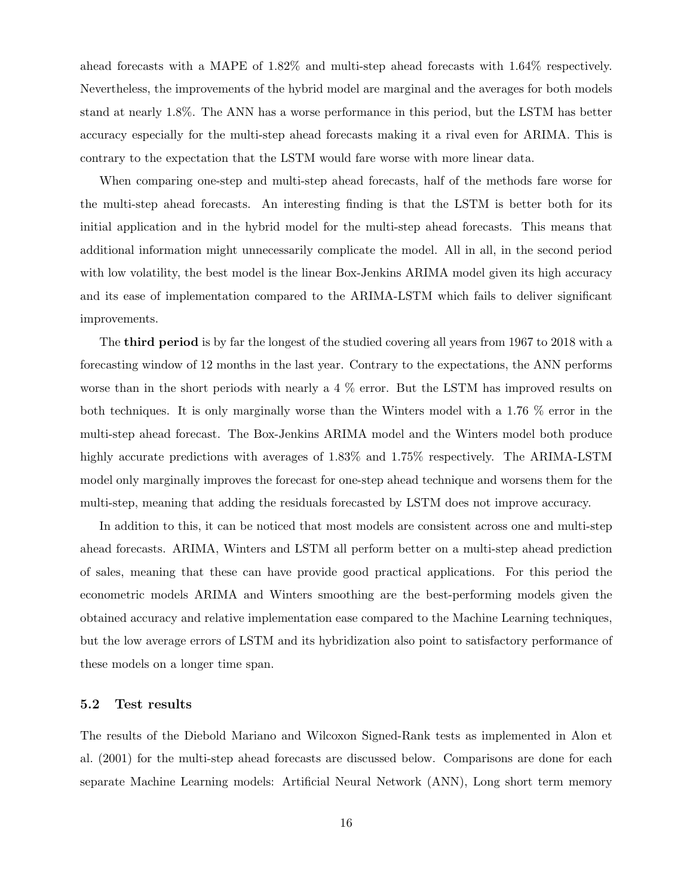ahead forecasts with a MAPE of 1.82% and multi-step ahead forecasts with 1.64% respectively. Nevertheless, the improvements of the hybrid model are marginal and the averages for both models stand at nearly 1.8%. The ANN has a worse performance in this period, but the LSTM has better accuracy especially for the multi-step ahead forecasts making it a rival even for ARIMA. This is contrary to the expectation that the LSTM would fare worse with more linear data.

When comparing one-step and multi-step ahead forecasts, half of the methods fare worse for the multi-step ahead forecasts. An interesting finding is that the LSTM is better both for its initial application and in the hybrid model for the multi-step ahead forecasts. This means that additional information might unnecessarily complicate the model. All in all, in the second period with low volatility, the best model is the linear Box-Jenkins ARIMA model given its high accuracy and its ease of implementation compared to the ARIMA-LSTM which fails to deliver significant improvements.

The **third period** is by far the longest of the studied covering all years from 1967 to 2018 with a forecasting window of 12 months in the last year. Contrary to the expectations, the ANN performs worse than in the short periods with nearly a 4 % error. But the LSTM has improved results on both techniques. It is only marginally worse than the Winters model with a 1.76 % error in the multi-step ahead forecast. The Box-Jenkins ARIMA model and the Winters model both produce highly accurate predictions with averages of 1.83% and 1.75% respectively. The ARIMA-LSTM model only marginally improves the forecast for one-step ahead technique and worsens them for the multi-step, meaning that adding the residuals forecasted by LSTM does not improve accuracy.

In addition to this, it can be noticed that most models are consistent across one and multi-step ahead forecasts. ARIMA, Winters and LSTM all perform better on a multi-step ahead prediction of sales, meaning that these can have provide good practical applications. For this period the econometric models ARIMA and Winters smoothing are the best-performing models given the obtained accuracy and relative implementation ease compared to the Machine Learning techniques, but the low average errors of LSTM and its hybridization also point to satisfactory performance of these models on a longer time span.

### 5.2 Test results

The results of the Diebold Mariano and Wilcoxon Signed-Rank tests as implemented in Alon et al. (2001) for the multi-step ahead forecasts are discussed below. Comparisons are done for each separate Machine Learning models: Artificial Neural Network (ANN), Long short term memory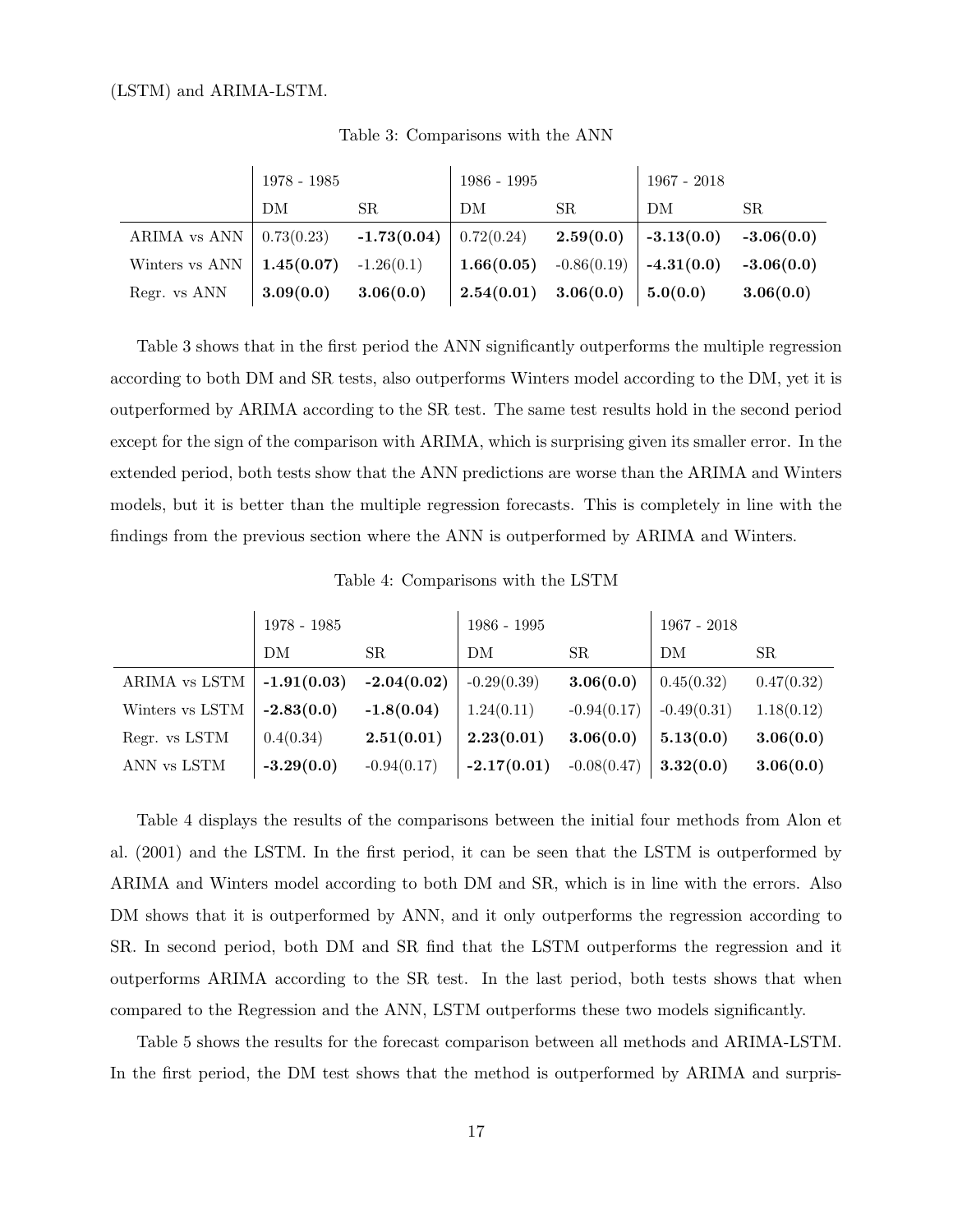(LSTM) and ARIMA-LSTM.

Table 3: Comparisons with the ANN

| | 1978 - 1985 | | 1986 - 1995 | | 1967 - 2018 | |
|---|---|---|---|---|---|---|
| | DM | SR | DM | SR | DM | SR |
| ARIMA vs ANN | 0.73(0.23) | **-1.73(0.04)** | 0.72(0.24) | **2.59(0.0)** | **-3.13(0.0)** | **-3.06(0.0)** |
| Winters vs ANN | **1.45(0.07)** | -1.26(0.1) | **1.66(0.05)** | -0.86(0.19) | **-4.31(0.0)** | **-3.06(0.0)** |
| Regr. vs ANN | **3.09(0.0)** | **3.06(0.0)** | **2.54(0.01)** | **3.06(0.0)** | **5.0(0.0)** | **3.06(0.0)** |

Table 3 shows that in the first period the ANN significantly outperforms the multiple regression according to both DM and SR tests, also outperforms Winters model according to the DM, yet it is outperformed by ARIMA according to the SR test. The same test results hold in the second period except for the sign of the comparison with ARIMA, which is surprising given its smaller error. In the extended period, both tests show that the ANN predictions are worse than the ARIMA and Winters models, but it is better than the multiple regression forecasts. This is completely in line with the findings from the previous section where the ANN is outperformed by ARIMA and Winters.

Table 4: Comparisons with the LSTM

| | 1978 - 1985 | | 1986 - 1995 | | 1967 - 2018 | |
|---|---|---|---|---|---|---|
| | DM | SR | DM | SR | DM | SR |
| ARIMA vs LSTM | **-1.91(0.03)** | **-2.04(0.02)** | -0.29(0.39) | **3.06(0.0)** | 0.45(0.32) | 0.47(0.32) |
| Winters vs LSTM | **-2.83(0.0)** | **-1.8(0.04)** | 1.24(0.11) | -0.94(0.17) | -0.49(0.31) | 1.18(0.12) |
| Regr. vs LSTM | 0.4(0.34) | **2.51(0.01)** | **2.23(0.01)** | **3.06(0.0)** | **5.13(0.0)** | **3.06(0.0)** |
| ANN vs LSTM | **-3.29(0.0)** | -0.94(0.17) | **-2.17(0.01)** | -0.08(0.47) | **3.32(0.0)** | **3.06(0.0)** |

Table 4 displays the results of the comparisons between the initial four methods from Alon et al. (2001) and the LSTM. In the first period, it can be seen that the LSTM is outperformed by ARIMA and Winters model according to both DM and SR, which is in line with the errors. Also DM shows that it is outperformed by ANN, and it only outperforms the regression according to SR. In second period, both DM and SR find that the LSTM outperforms the regression and it outperforms ARIMA according to the SR test. In the last period, both tests shows that when compared to the Regression and the ANN, LSTM outperforms these two models significantly.

Table 5 shows the results for the forecast comparison between all methods and ARIMA-LSTM. In the first period, the DM test shows that the method is outperformed by ARIMA and surpris-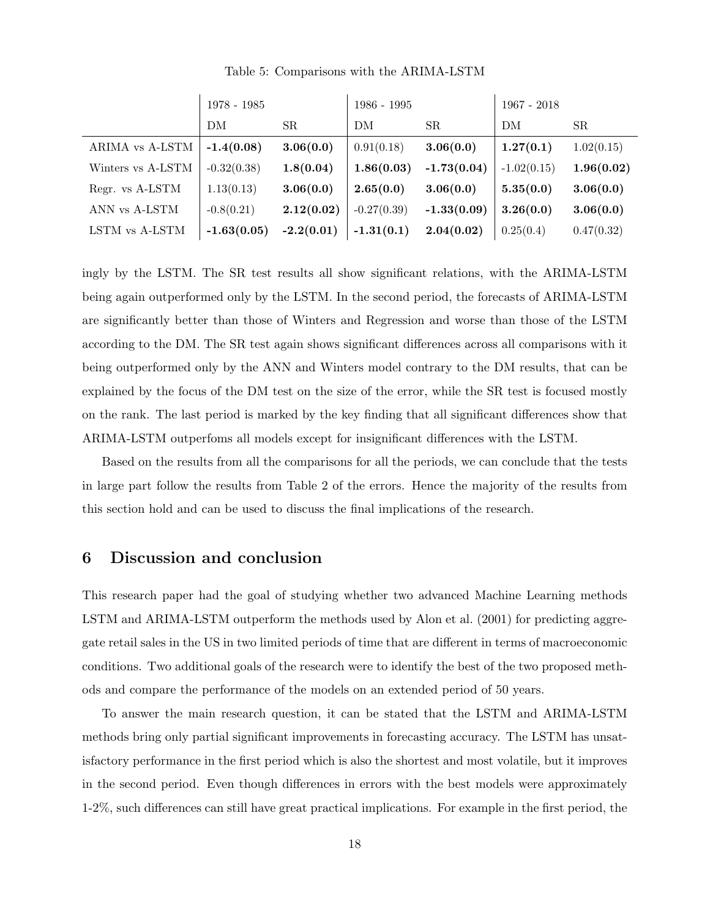Table 5: Comparisons with the ARIMA-LSTM

| | 1978 - 1985 | | 1986 - 1995 | | 1967 - 2018 | |
|---|---|---|---|---|---|---|
| | DM | SR | DM | SR | DM | SR |
| ARIMA vs A-LSTM | **-1.4(0.08)** | **3.06(0.0)** | 0.91(0.18) | **3.06(0.0)** | **1.27(0.1)** | 1.02(0.15) |
| Winters vs A-LSTM | -0.32(0.38) | **1.8(0.04)** | **1.86(0.03)** | **-1.73(0.04)** | -1.02(0.15) | **1.96(0.02)** |
| Regr. vs A-LSTM | 1.13(0.13) | **3.06(0.0)** | **2.65(0.0)** | **3.06(0.0)** | **5.35(0.0)** | **3.06(0.0)** |
| ANN vs A-LSTM | -0.8(0.21) | **2.12(0.02)** | -0.27(0.39) | **-1.33(0.09)** | **3.26(0.0)** | **3.06(0.0)** |
| LSTM vs A-LSTM | **-1.63(0.05)** | **-2.2(0.01)** | **-1.31(0.1)** | **2.04(0.02)** | 0.25(0.4) | 0.47(0.32) |

ingly by the LSTM. The SR test results all show significant relations, with the ARIMA-LSTM being again outperformed only by the LSTM. In the second period, the forecasts of ARIMA-LSTM are significantly better than those of Winters and Regression and worse than those of the LSTM according to the DM. The SR test again shows significant differences across all comparisons with it being outperformed only by the ANN and Winters model contrary to the DM results, that can be explained by the focus of the DM test on the size of the error, while the SR test is focused mostly on the rank. The last period is marked by the key finding that all significant differences show that ARIMA-LSTM outperfoms all models except for insignificant differences with the LSTM.

Based on the results from all the comparisons for all the periods, we can conclude that the tests in large part follow the results from Table 2 of the errors. Hence the majority of the results from this section hold and can be used to discuss the final implications of the research.

## 6 Discussion and conclusion

This research paper had the goal of studying whether two advanced Machine Learning methods LSTM and ARIMA-LSTM outperform the methods used by Alon et al. (2001) for predicting aggregate retail sales in the US in two limited periods of time that are different in terms of macroeconomic conditions. Two additional goals of the research were to identify the best of the two proposed methods and compare the performance of the models on an extended period of 50 years.

To answer the main research question, it can be stated that the LSTM and ARIMA-LSTM methods bring only partial significant improvements in forecasting accuracy. The LSTM has unsatisfactory performance in the first period which is also the shortest and most volatile, but it improves in the second period. Even though differences in errors with the best models were approximately 1-2%, such differences can still have great practical implications. For example in the first period, the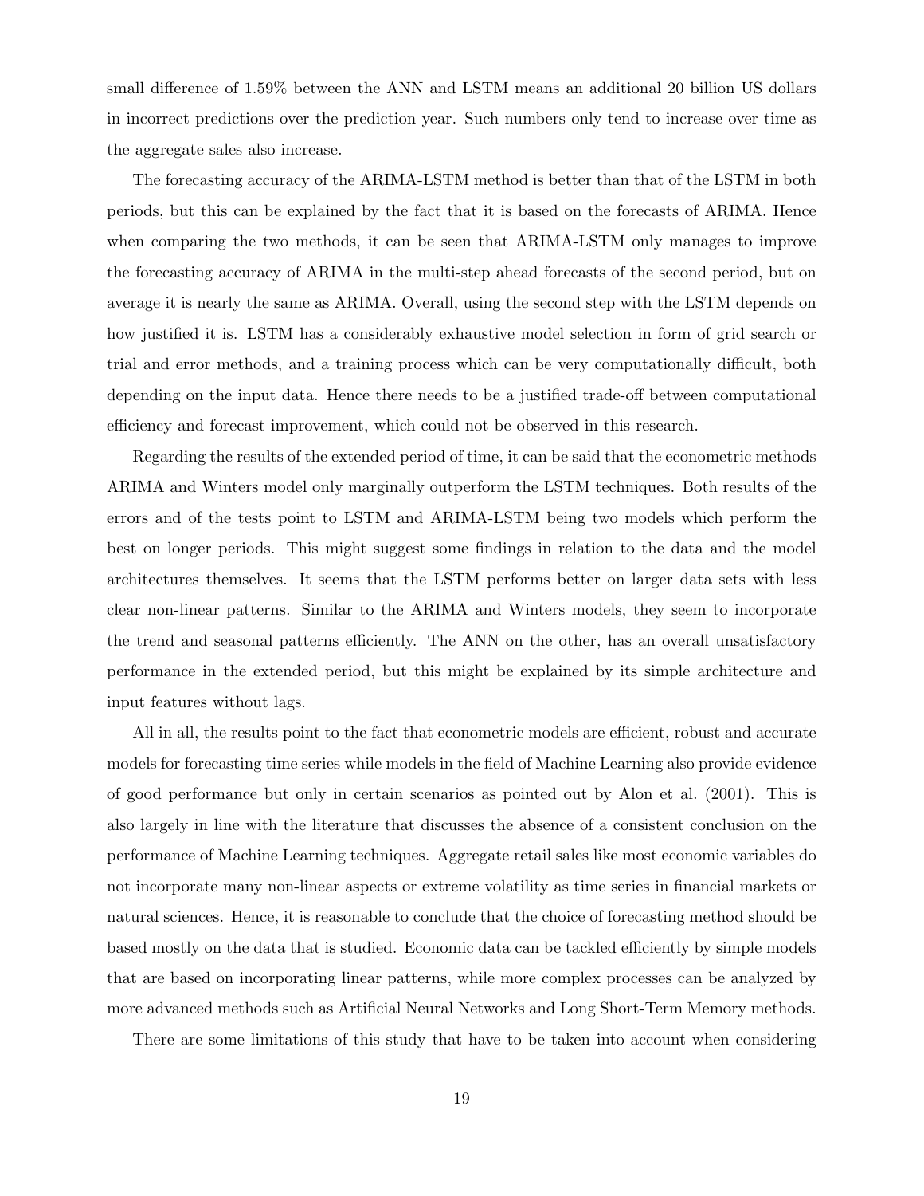small difference of 1.59% between the ANN and LSTM means an additional 20 billion US dollars in incorrect predictions over the prediction year. Such numbers only tend to increase over time as the aggregate sales also increase.

The forecasting accuracy of the ARIMA-LSTM method is better than that of the LSTM in both periods, but this can be explained by the fact that it is based on the forecasts of ARIMA. Hence when comparing the two methods, it can be seen that ARIMA-LSTM only manages to improve the forecasting accuracy of ARIMA in the multi-step ahead forecasts of the second period, but on average it is nearly the same as ARIMA. Overall, using the second step with the LSTM depends on how justified it is. LSTM has a considerably exhaustive model selection in form of grid search or trial and error methods, and a training process which can be very computationally difficult, both depending on the input data. Hence there needs to be a justified trade-off between computational efficiency and forecast improvement, which could not be observed in this research.

Regarding the results of the extended period of time, it can be said that the econometric methods ARIMA and Winters model only marginally outperform the LSTM techniques. Both results of the errors and of the tests point to LSTM and ARIMA-LSTM being two models which perform the best on longer periods. This might suggest some findings in relation to the data and the model architectures themselves. It seems that the LSTM performs better on larger data sets with less clear non-linear patterns. Similar to the ARIMA and Winters models, they seem to incorporate the trend and seasonal patterns efficiently. The ANN on the other, has an overall unsatisfactory performance in the extended period, but this might be explained by its simple architecture and input features without lags.

All in all, the results point to the fact that econometric models are efficient, robust and accurate models for forecasting time series while models in the field of Machine Learning also provide evidence of good performance but only in certain scenarios as pointed out by Alon et al. (2001). This is also largely in line with the literature that discusses the absence of a consistent conclusion on the performance of Machine Learning techniques. Aggregate retail sales like most economic variables do not incorporate many non-linear aspects or extreme volatility as time series in financial markets or natural sciences. Hence, it is reasonable to conclude that the choice of forecasting method should be based mostly on the data that is studied. Economic data can be tackled efficiently by simple models that are based on incorporating linear patterns, while more complex processes can be analyzed by more advanced methods such as Artificial Neural Networks and Long Short-Term Memory methods.

There are some limitations of this study that have to be taken into account when considering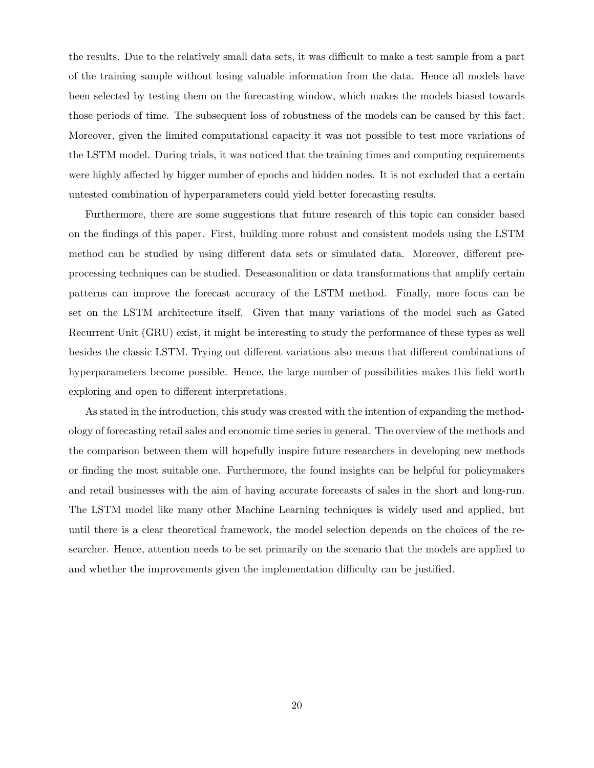the results. Due to the relatively small data sets, it was difficult to make a test sample from a part of the training sample without losing valuable information from the data. Hence all models have been selected by testing them on the forecasting window, which makes the models biased towards those periods of time. The subsequent loss of robustness of the models can be caused by this fact. Moreover, given the limited computational capacity it was not possible to test more variations of the LSTM model. During trials, it was noticed that the training times and computing requirements were highly affected by bigger number of epochs and hidden nodes. It is not excluded that a certain untested combination of hyperparameters could yield better forecasting results.

Furthermore, there are some suggestions that future research of this topic can consider based on the findings of this paper. First, building more robust and consistent models using the LSTM method can be studied by using different data sets or simulated data. Moreover, different preprocessing techniques can be studied. Deseasonalition or data transformations that amplify certain patterns can improve the forecast accuracy of the LSTM method. Finally, more focus can be set on the LSTM architecture itself. Given that many variations of the model such as Gated Recurrent Unit (GRU) exist, it might be interesting to study the performance of these types as well besides the classic LSTM. Trying out different variations also means that different combinations of hyperparameters become possible. Hence, the large number of possibilities makes this field worth exploring and open to different interpretations.

As stated in the introduction, this study was created with the intention of expanding the methodology of forecasting retail sales and economic time series in general. The overview of the methods and the comparison between them will hopefully inspire future researchers in developing new methods or finding the most suitable one. Furthermore, the found insights can be helpful for policymakers and retail businesses with the aim of having accurate forecasts of sales in the short and long-run. The LSTM model like many other Machine Learning techniques is widely used and applied, but until there is a clear theoretical framework, the model selection depends on the choices of the researcher. Hence, attention needs to be set primarily on the scenario that the models are applied to and whether the improvements given the implementation difficulty can be justified.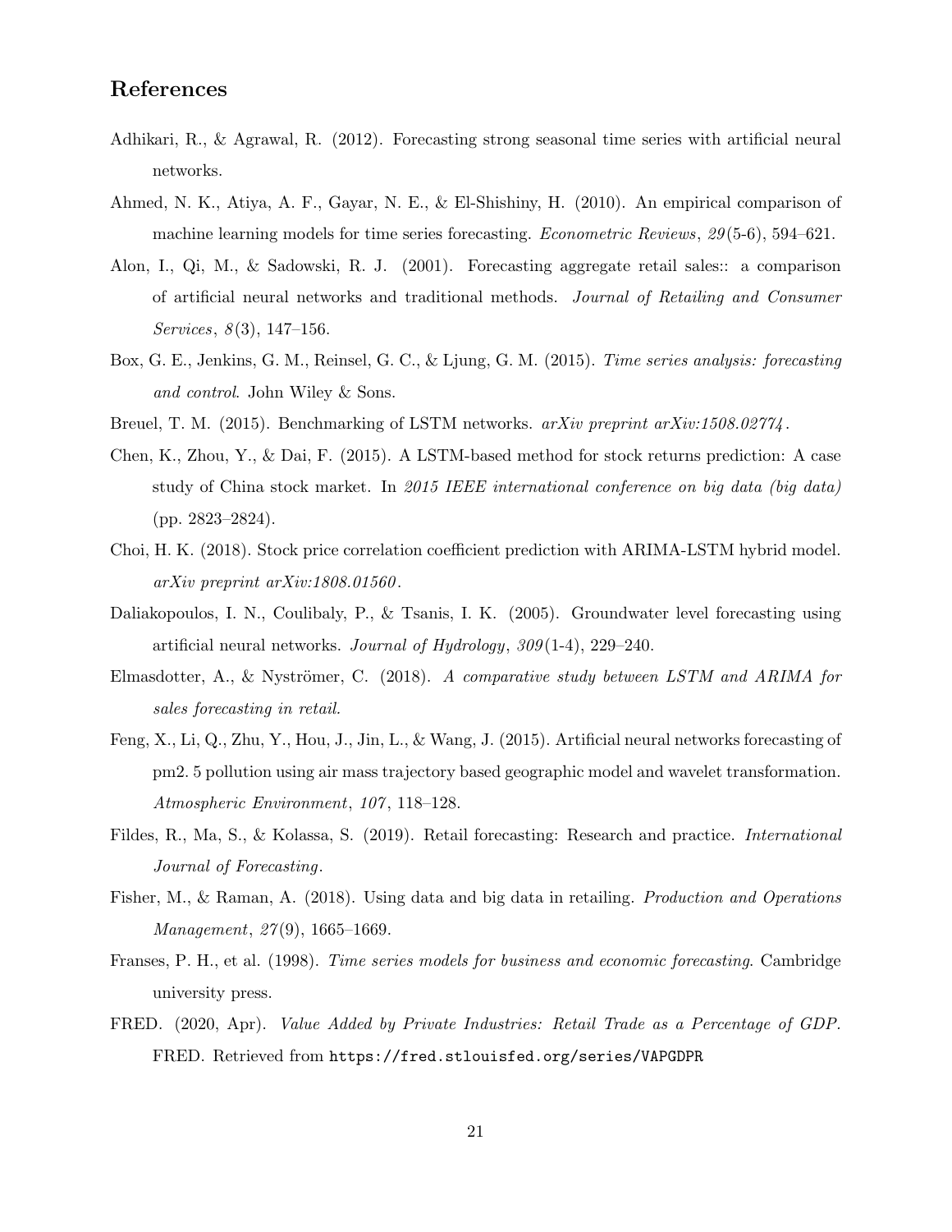## References

Adhikari, R., & Agrawal, R. (2012). Forecasting strong seasonal time series with artificial neural networks.

Ahmed, N. K., Atiya, A. F., Gayar, N. E., & El-Shishiny, H. (2010). An empirical comparison of machine learning models for time series forecasting. *Econometric Reviews*, *29*(5-6), 594–621.

Alon, I., Qi, M., & Sadowski, R. J. (2001). Forecasting aggregate retail sales:: a comparison of artificial neural networks and traditional methods. *Journal of Retailing and Consumer Services*, *8*(3), 147–156.

Box, G. E., Jenkins, G. M., Reinsel, G. C., & Ljung, G. M. (2015). *Time series analysis: forecasting and control*. John Wiley & Sons.

Breuel, T. M. (2015). Benchmarking of LSTM networks. *arXiv preprint arXiv:1508.02774*.

Chen, K., Zhou, Y., & Dai, F. (2015). A LSTM-based method for stock returns prediction: A case study of China stock market. In *2015 IEEE international conference on big data (big data)* (pp. 2823–2824).

Choi, H. K. (2018). Stock price correlation coefficient prediction with ARIMA-LSTM hybrid model. *arXiv preprint arXiv:1808.01560*.

Daliakopoulos, I. N., Coulibaly, P., & Tsanis, I. K. (2005). Groundwater level forecasting using artificial neural networks. *Journal of Hydrology*, *309*(1-4), 229–240.

Elmasdotter, A., & Nyströmer, C. (2018). *A comparative study between LSTM and ARIMA for sales forecasting in retail.*

Feng, X., Li, Q., Zhu, Y., Hou, J., Jin, L., & Wang, J. (2015). Artificial neural networks forecasting of pm2. 5 pollution using air mass trajectory based geographic model and wavelet transformation. *Atmospheric Environment*, *107*, 118–128.

Fildes, R., Ma, S., & Kolassa, S. (2019). Retail forecasting: Research and practice. *International Journal of Forecasting*.

Fisher, M., & Raman, A. (2018). Using data and big data in retailing. *Production and Operations Management*, *27*(9), 1665–1669.

Franses, P. H., et al. (1998). *Time series models for business and economic forecasting*. Cambridge university press.

FRED. (2020, Apr). *Value Added by Private Industries: Retail Trade as a Percentage of GDP*. FRED. Retrieved from `https://fred.stlouisfed.org/series/VAPGDPR`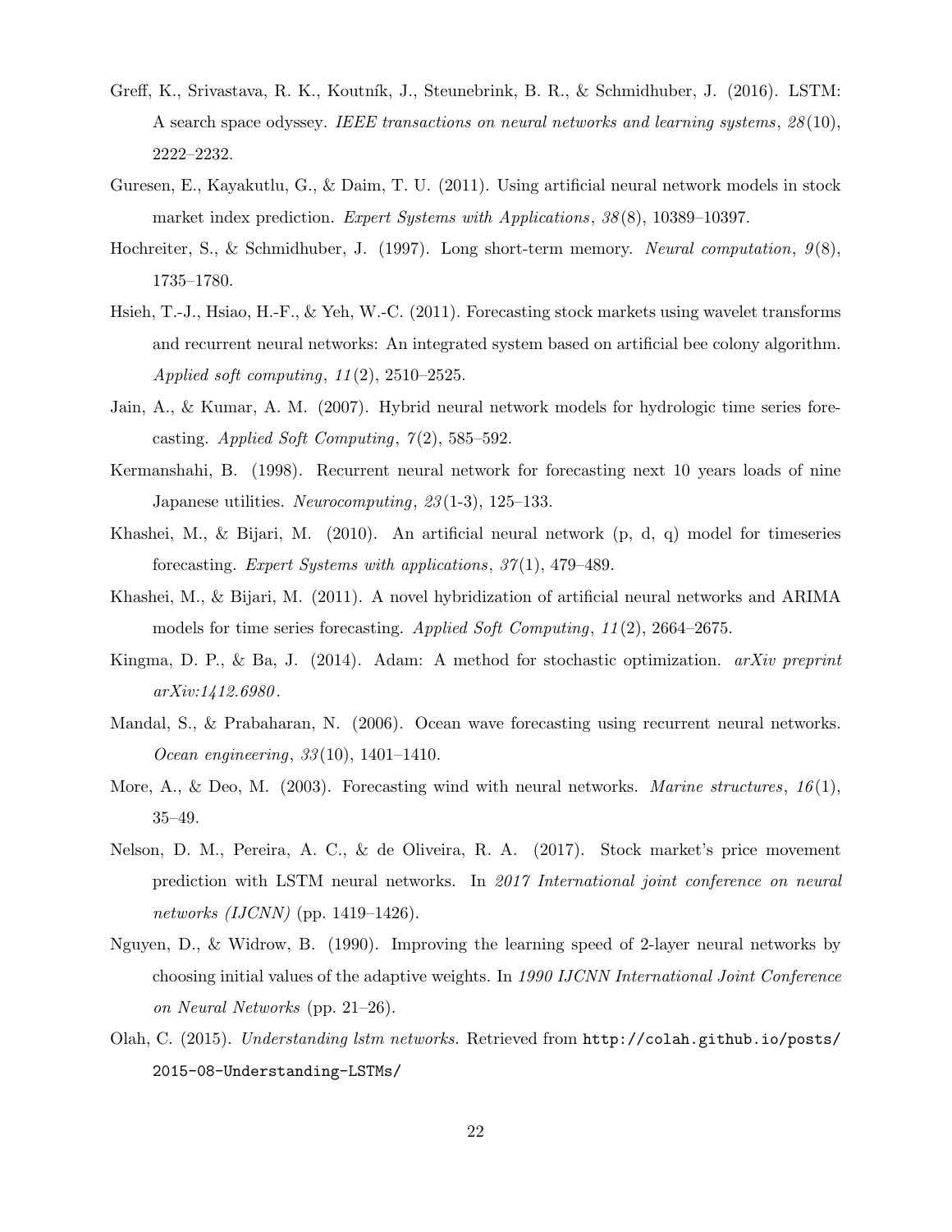Greff, K., Srivastava, R. K., Koutník, J., Steunebrink, B. R., & Schmidhuber, J. (2016). LSTM: A search space odyssey. *IEEE transactions on neural networks and learning systems*, *28*(10), 2222–2232.

Guresen, E., Kayakutlu, G., & Daim, T. U. (2011). Using artificial neural network models in stock market index prediction. *Expert Systems with Applications*, *38*(8), 10389–10397.

Hochreiter, S., & Schmidhuber, J. (1997). Long short-term memory. *Neural computation*, *9*(8), 1735–1780.

Hsieh, T.-J., Hsiao, H.-F., & Yeh, W.-C. (2011). Forecasting stock markets using wavelet transforms and recurrent neural networks: An integrated system based on artificial bee colony algorithm. *Applied soft computing*, *11*(2), 2510–2525.

Jain, A., & Kumar, A. M. (2007). Hybrid neural network models for hydrologic time series forecasting. *Applied Soft Computing*, *7*(2), 585–592.

Kermanshahi, B. (1998). Recurrent neural network for forecasting next 10 years loads of nine Japanese utilities. *Neurocomputing*, *23*(1-3), 125–133.

Khashei, M., & Bijari, M. (2010). An artificial neural network (p, d, q) model for timeseries forecasting. *Expert Systems with applications*, *37*(1), 479–489.

Khashei, M., & Bijari, M. (2011). A novel hybridization of artificial neural networks and ARIMA models for time series forecasting. *Applied Soft Computing*, *11*(2), 2664–2675.

Kingma, D. P., & Ba, J. (2014). Adam: A method for stochastic optimization. *arXiv preprint arXiv:1412.6980*.

Mandal, S., & Prabaharan, N. (2006). Ocean wave forecasting using recurrent neural networks. *Ocean engineering*, *33*(10), 1401–1410.

More, A., & Deo, M. (2003). Forecasting wind with neural networks. *Marine structures*, *16*(1), 35–49.

Nelson, D. M., Pereira, A. C., & de Oliveira, R. A. (2017). Stock market's price movement prediction with LSTM neural networks. In *2017 International joint conference on neural networks (IJCNN)* (pp. 1419–1426).

Nguyen, D., & Widrow, B. (1990). Improving the learning speed of 2-layer neural networks by choosing initial values of the adaptive weights. In *1990 IJCNN International Joint Conference on Neural Networks* (pp. 21–26).

Olah, C. (2015). *Understanding lstm networks.* Retrieved from http://colah.github.io/posts/2015-08-Understanding-LSTMs/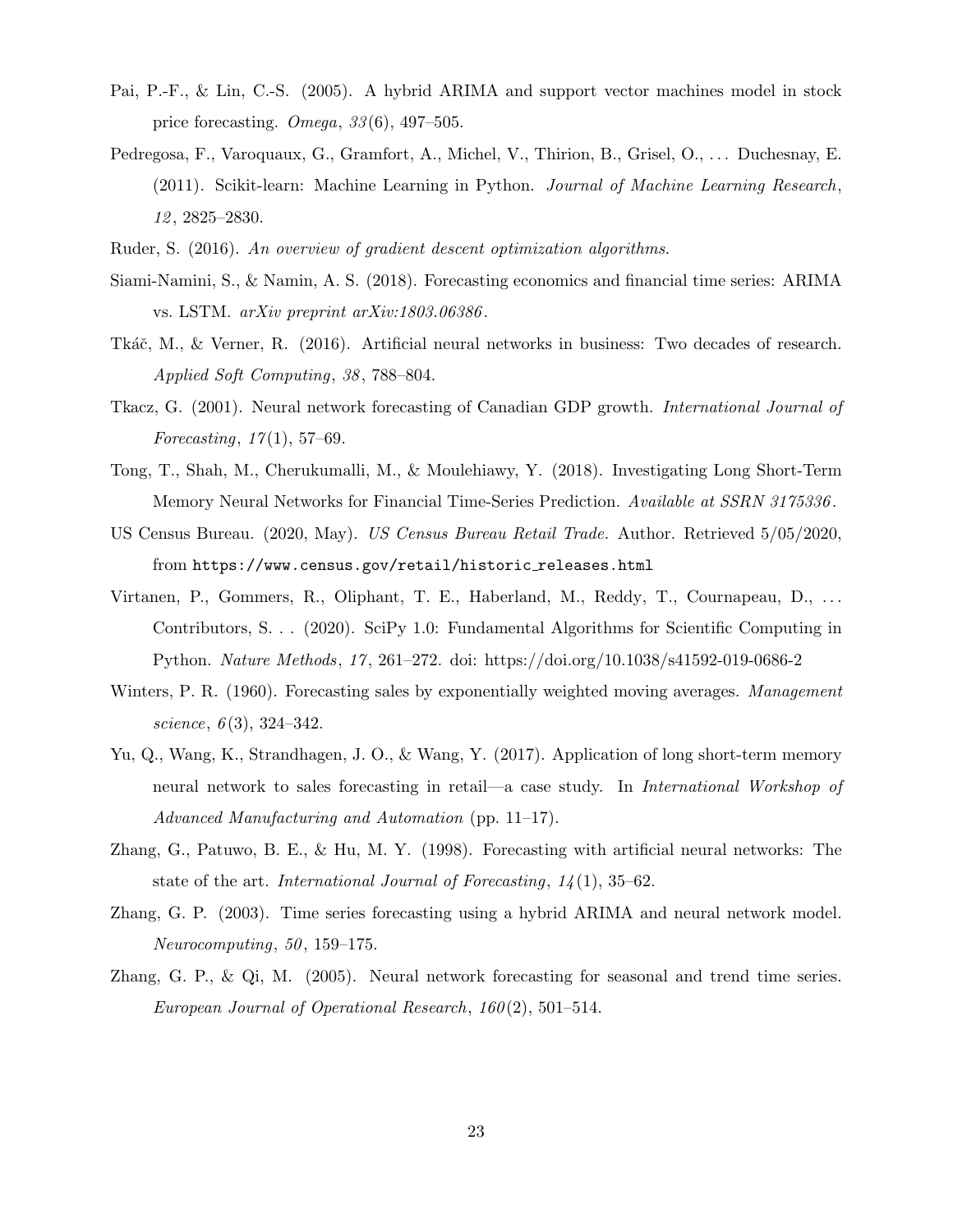Pai, P.-F., & Lin, C.-S. (2005). A hybrid ARIMA and support vector machines model in stock price forecasting. *Omega*, *33*(6), 497–505.

Pedregosa, F., Varoquaux, G., Gramfort, A., Michel, V., Thirion, B., Grisel, O., ... Duchesnay, E. (2011). Scikit-learn: Machine Learning in Python. *Journal of Machine Learning Research*, *12*, 2825–2830.

Ruder, S. (2016). *An overview of gradient descent optimization algorithms.*

Siami-Namini, S., & Namin, A. S. (2018). Forecasting economics and financial time series: ARIMA vs. LSTM. *arXiv preprint arXiv:1803.06386*.

Tkáč, M., & Verner, R. (2016). Artificial neural networks in business: Two decades of research. *Applied Soft Computing*, *38*, 788–804.

Tkacz, G. (2001). Neural network forecasting of Canadian GDP growth. *International Journal of Forecasting*, *17*(1), 57–69.

Tong, T., Shah, M., Cherukumalli, M., & Moulehiawy, Y. (2018). Investigating Long Short-Term Memory Neural Networks for Financial Time-Series Prediction. *Available at SSRN 3175336*.

US Census Bureau. (2020, May). *US Census Bureau Retail Trade.* Author. Retrieved 5/05/2020, from `https://www.census.gov/retail/historic_releases.html`

Virtanen, P., Gommers, R., Oliphant, T. E., Haberland, M., Reddy, T., Cournapeau, D., ... Contributors, S. . . (2020). SciPy 1.0: Fundamental Algorithms for Scientific Computing in Python. *Nature Methods*, *17*, 261–272. doi: https://doi.org/10.1038/s41592-019-0686-2

Winters, P. R. (1960). Forecasting sales by exponentially weighted moving averages. *Management science*, *6*(3), 324–342.

Yu, Q., Wang, K., Strandhagen, J. O., & Wang, Y. (2017). Application of long short-term memory neural network to sales forecasting in retail—a case study. In *International Workshop of Advanced Manufacturing and Automation* (pp. 11–17).

Zhang, G., Patuwo, B. E., & Hu, M. Y. (1998). Forecasting with artificial neural networks: The state of the art. *International Journal of Forecasting*, *14*(1), 35–62.

Zhang, G. P. (2003). Time series forecasting using a hybrid ARIMA and neural network model. *Neurocomputing*, *50*, 159–175.

Zhang, G. P., & Qi, M. (2005). Neural network forecasting for seasonal and trend time series. *European Journal of Operational Research*, *160*(2), 501–514.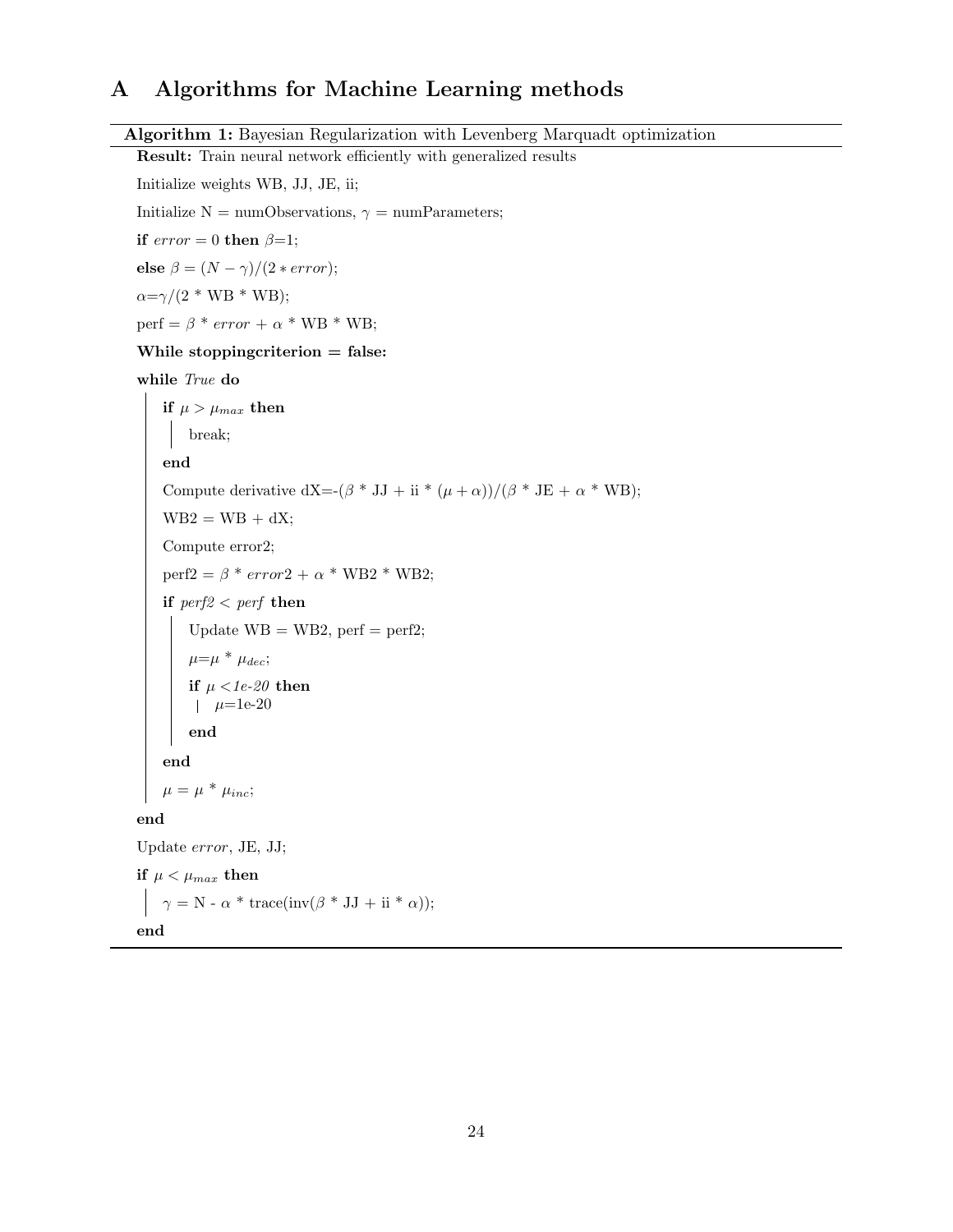# A Algorithms for Machine Learning methods

**Algorithm 1:** Bayesian Regularization with Levenberg Marquadt optimization

**Result:** Train neural network efficiently with generalized results

Initialize weights WB, JJ, JE, ii;

Initialize N = numObservations, $\gamma$ = numParameters;

**if** $error = 0$ **then** $\beta$=1;

**else** $\beta = (N - \gamma)/(2 * error)$;

$\alpha$=$\gamma$/(2 * WB * WB);

perf = $\beta$ * $error$ + $\alpha$ * WB * WB;

**While stoppingcriterion = false:**

**while** *True* **do**

&nbsp;&nbsp;&nbsp;&nbsp;**if** $\mu > \mu_{max}$ **then**

&nbsp;&nbsp;&nbsp;&nbsp;&nbsp;&nbsp;&nbsp;&nbsp;break;

&nbsp;&nbsp;&nbsp;&nbsp;**end**

&nbsp;&nbsp;&nbsp;&nbsp;Compute derivative dX=-($\beta$ * JJ + ii * $(\mu + \alpha)$)/($\beta$ * JE + $\alpha$ * WB);

&nbsp;&nbsp;&nbsp;&nbsp;WB2 = WB + dX;

&nbsp;&nbsp;&nbsp;&nbsp;Compute error2;

&nbsp;&nbsp;&nbsp;&nbsp;perf2 = $\beta$ * $error2$ + $\alpha$ * WB2 * WB2;

&nbsp;&nbsp;&nbsp;&nbsp;**if** *perf2* < *perf* **then**

&nbsp;&nbsp;&nbsp;&nbsp;&nbsp;&nbsp;&nbsp;&nbsp;Update WB = WB2, perf = perf2;

&nbsp;&nbsp;&nbsp;&nbsp;&nbsp;&nbsp;&nbsp;&nbsp;$\mu$=$\mu$ * $\mu_{dec}$;

&nbsp;&nbsp;&nbsp;&nbsp;&nbsp;&nbsp;&nbsp;&nbsp;**if** $\mu$ <*1e-20* **then**

&nbsp;&nbsp;&nbsp;&nbsp;&nbsp;&nbsp;&nbsp;&nbsp;&nbsp;&nbsp;&nbsp;&nbsp;$\mu$=1e-20

&nbsp;&nbsp;&nbsp;&nbsp;&nbsp;&nbsp;&nbsp;&nbsp;**end**

&nbsp;&nbsp;&nbsp;&nbsp;**end**

&nbsp;&nbsp;&nbsp;&nbsp;$\mu$ = $\mu$ * $\mu_{inc}$;

**end**

Update $error$, JE, JJ;

**if** $\mu < \mu_{max}$ **then**

&nbsp;&nbsp;&nbsp;&nbsp;$\gamma$ = N - $\alpha$ * trace(inv($\beta$ * JJ + ii * $\alpha$));

**end**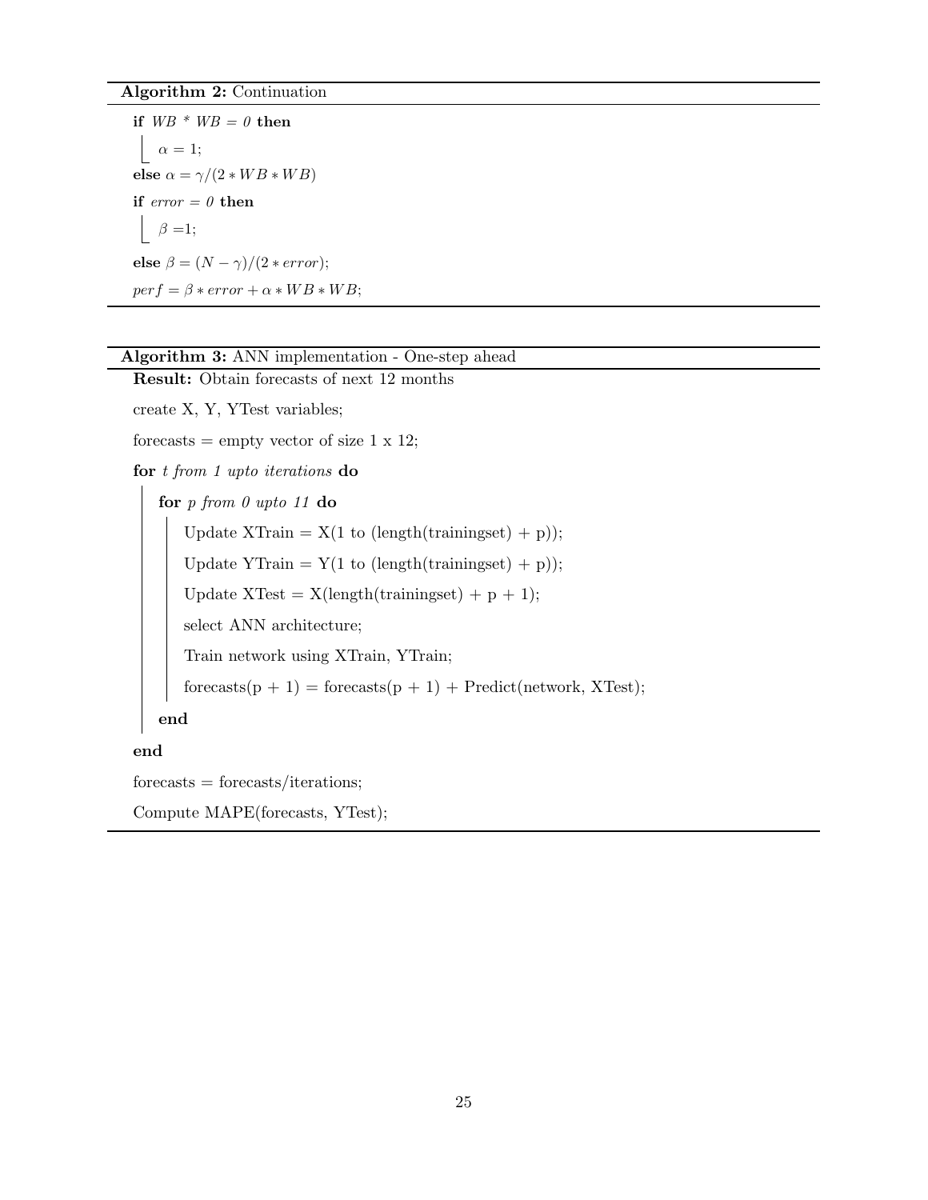**Algorithm 2:** Continuation

```
if WB * WB = 0 then
    α = 1;
else α = γ/(2 * WB * WB)
if error = 0 then
    β = 1;
else β = (N − γ)/(2 * error);
perf = β * error + α * WB * WB;
```

**Algorithm 3:** ANN implementation - One-step ahead

```
Result: Obtain forecasts of next 12 months
create X, Y, YTest variables;
forecasts = empty vector of size 1 x 12;
for t from 1 upto iterations do
    for p from 0 upto 11 do
        Update XTrain = X(1 to (length(trainingset) + p));
        Update YTrain = Y(1 to (length(trainingset) + p));
        Update XTest = X(length(trainingset) + p + 1);
        select ANN architecture;
        Train network using XTrain, YTrain;
        forecasts(p + 1) = forecasts(p + 1) + Predict(network, XTest);
    end
end
forecasts = forecasts/iterations;
Compute MAPE(forecasts, YTest);
```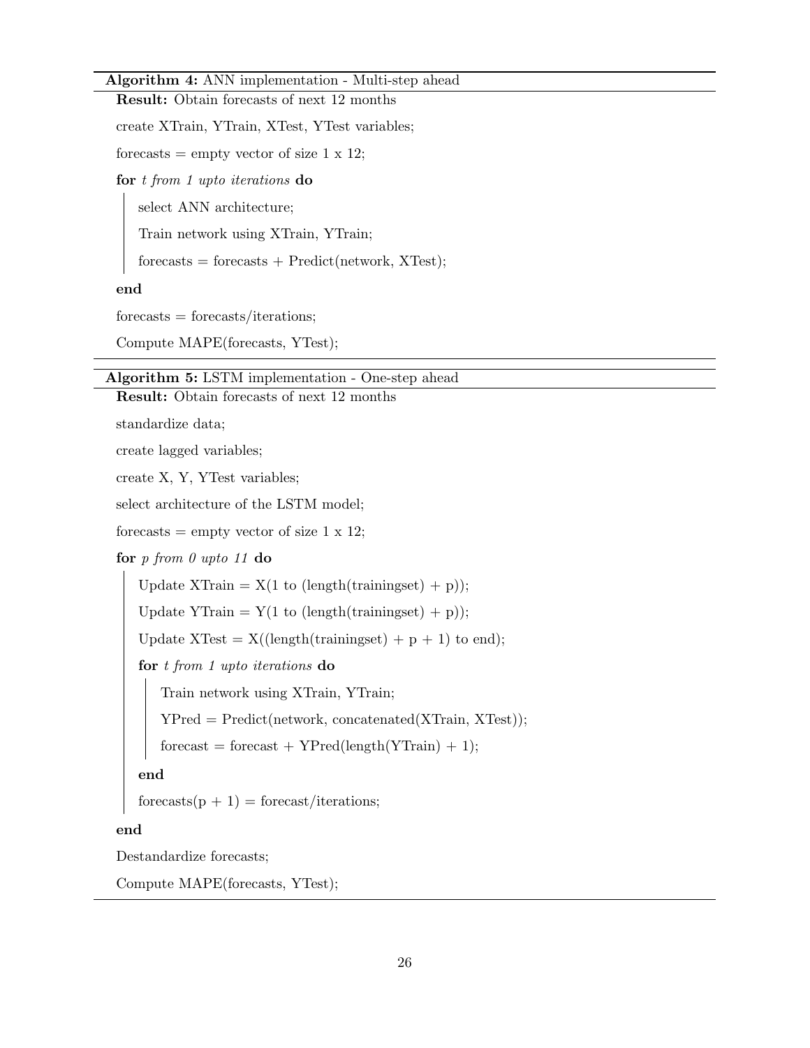**Algorithm 4:** ANN implementation - Multi-step ahead

```
Result: Obtain forecasts of next 12 months
create XTrain, YTrain, XTest, YTest variables;
forecasts = empty vector of size 1 x 12;
for t from 1 upto iterations do
    select ANN architecture;
    Train network using XTrain, YTrain;
    forecasts = forecasts + Predict(network, XTest);
end
forecasts = forecasts/iterations;
Compute MAPE(forecasts, YTest);
```

**Algorithm 5:** LSTM implementation - One-step ahead

```
Result: Obtain forecasts of next 12 months
standardize data;
create lagged variables;
create X, Y, YTest variables;
select architecture of the LSTM model;
forecasts = empty vector of size 1 x 12;
for p from 0 upto 11 do
    Update XTrain = X(1 to (length(trainingset) + p));
    Update YTrain = Y(1 to (length(trainingset) + p));
    Update XTest = X((length(trainingset) + p + 1) to end);
    for t from 1 upto iterations do
        Train network using XTrain, YTrain;
        YPred = Predict(network, concatenated(XTrain, XTest));
        forecast = forecast + YPred(length(YTrain) + 1);
    end
    forecasts(p + 1) = forecast/iterations;
end
Destandardize forecasts;
Compute MAPE(forecasts, YTest);
```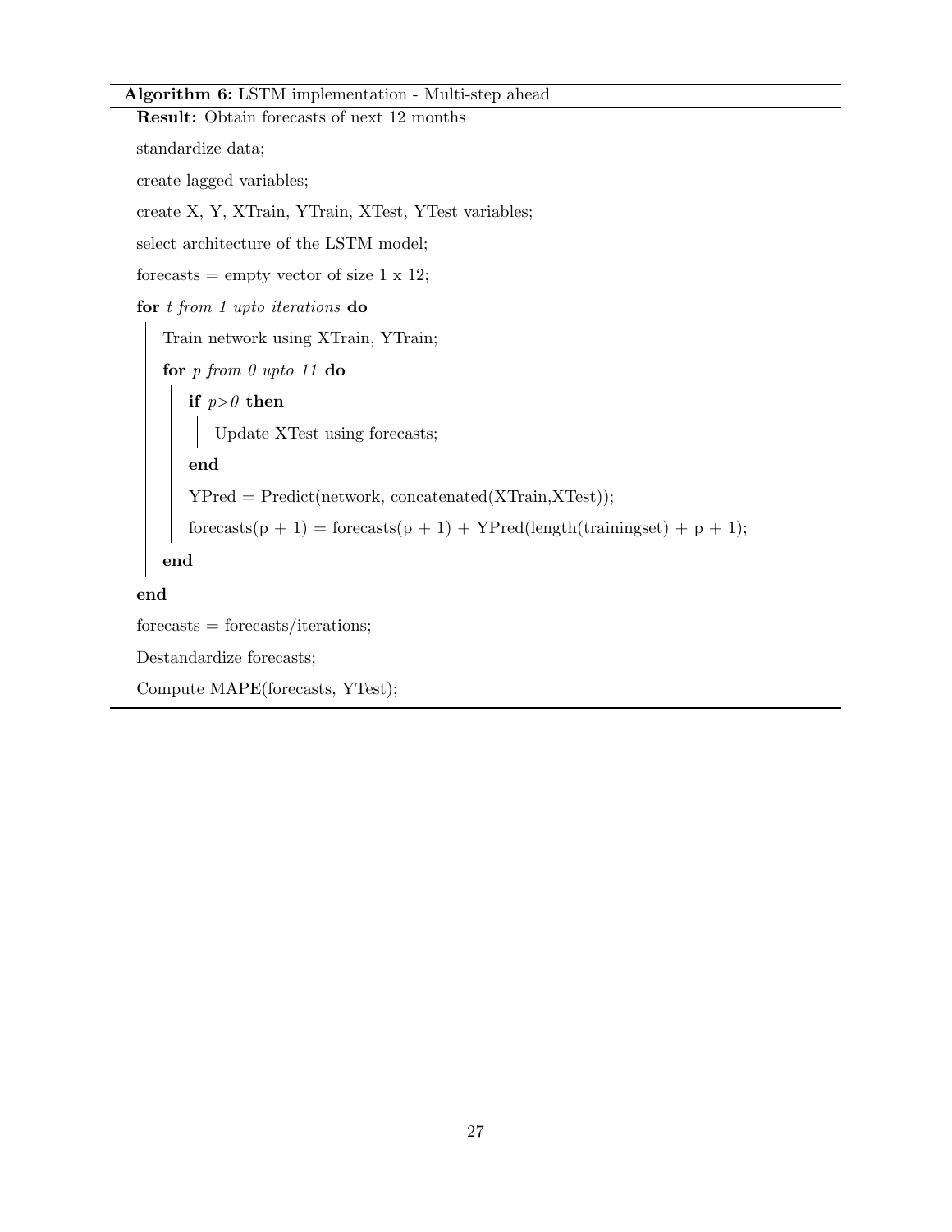**Algorithm 6:** LSTM implementation - Multi-step ahead

```
Result: Obtain forecasts of next 12 months
standardize data;
create lagged variables;
create X, Y, XTrain, YTrain, XTest, YTest variables;
select architecture of the LSTM model;
forecasts = empty vector of size 1 x 12;
for t from 1 upto iterations do
    Train network using XTrain, YTrain;
    for p from 0 upto 11 do
        if p>0 then
            Update XTest using forecasts;
        end
        YPred = Predict(network, concatenated(XTrain,XTest));
        forecasts(p + 1) = forecasts(p + 1) + YPred(length(trainingset) + p + 1);
    end
end
forecasts = forecasts/iterations;
Destandardize forecasts;
Compute MAPE(forecasts, YTest);
```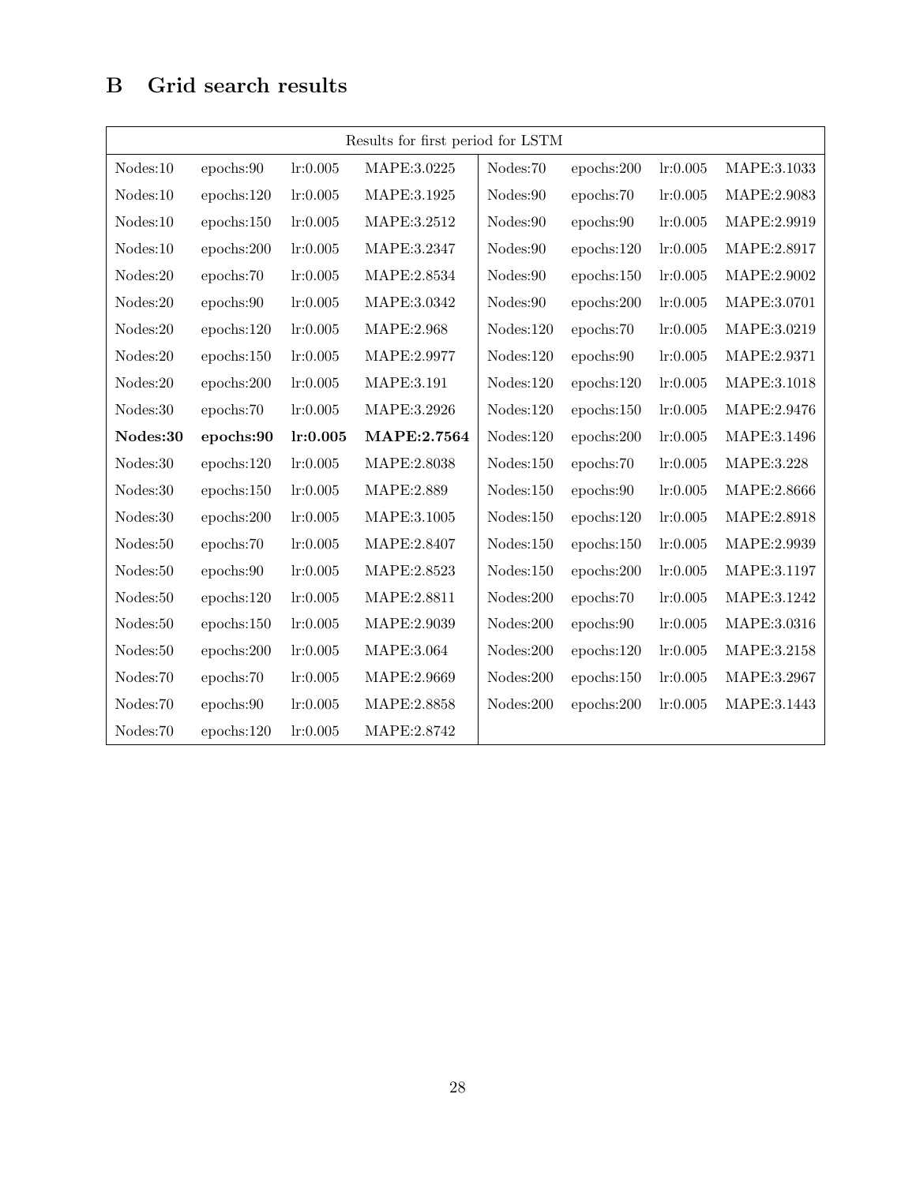## B Grid search results

| Results for first period for LSTM | | | | | | | |
|---|---|---|---|---|---|---|---|
| Nodes:10 | epochs:90 | lr:0.005 | MAPE:3.0225 | Nodes:70 | epochs:200 | lr:0.005 | MAPE:3.1033 |
| Nodes:10 | epochs:120 | lr:0.005 | MAPE:3.1925 | Nodes:90 | epochs:70 | lr:0.005 | MAPE:2.9083 |
| Nodes:10 | epochs:150 | lr:0.005 | MAPE:3.2512 | Nodes:90 | epochs:90 | lr:0.005 | MAPE:2.9919 |
| Nodes:10 | epochs:200 | lr:0.005 | MAPE:3.2347 | Nodes:90 | epochs:120 | lr:0.005 | MAPE:2.8917 |
| Nodes:20 | epochs:70 | lr:0.005 | MAPE:2.8534 | Nodes:90 | epochs:150 | lr:0.005 | MAPE:2.9002 |
| Nodes:20 | epochs:90 | lr:0.005 | MAPE:3.0342 | Nodes:90 | epochs:200 | lr:0.005 | MAPE:3.0701 |
| Nodes:20 | epochs:120 | lr:0.005 | MAPE:2.968 | Nodes:120 | epochs:70 | lr:0.005 | MAPE:3.0219 |
| Nodes:20 | epochs:150 | lr:0.005 | MAPE:2.9977 | Nodes:120 | epochs:90 | lr:0.005 | MAPE:2.9371 |
| Nodes:20 | epochs:200 | lr:0.005 | MAPE:3.191 | Nodes:120 | epochs:120 | lr:0.005 | MAPE:3.1018 |
| Nodes:30 | epochs:70 | lr:0.005 | MAPE:3.2926 | Nodes:120 | epochs:150 | lr:0.005 | MAPE:2.9476 |
| **Nodes:30** | **epochs:90** | **lr:0.005** | **MAPE:2.7564** | Nodes:120 | epochs:200 | lr:0.005 | MAPE:3.1496 |
| Nodes:30 | epochs:120 | lr:0.005 | MAPE:2.8038 | Nodes:150 | epochs:70 | lr:0.005 | MAPE:3.228 |
| Nodes:30 | epochs:150 | lr:0.005 | MAPE:2.889 | Nodes:150 | epochs:90 | lr:0.005 | MAPE:2.8666 |
| Nodes:30 | epochs:200 | lr:0.005 | MAPE:3.1005 | Nodes:150 | epochs:120 | lr:0.005 | MAPE:2.8918 |
| Nodes:50 | epochs:70 | lr:0.005 | MAPE:2.8407 | Nodes:150 | epochs:150 | lr:0.005 | MAPE:2.9939 |
| Nodes:50 | epochs:90 | lr:0.005 | MAPE:2.8523 | Nodes:150 | epochs:200 | lr:0.005 | MAPE:3.1197 |
| Nodes:50 | epochs:120 | lr:0.005 | MAPE:2.8811 | Nodes:200 | epochs:70 | lr:0.005 | MAPE:3.1242 |
| Nodes:50 | epochs:150 | lr:0.005 | MAPE:2.9039 | Nodes:200 | epochs:90 | lr:0.005 | MAPE:3.0316 |
| Nodes:50 | epochs:200 | lr:0.005 | MAPE:3.064 | Nodes:200 | epochs:120 | lr:0.005 | MAPE:3.2158 |
| Nodes:70 | epochs:70 | lr:0.005 | MAPE:2.9669 | Nodes:200 | epochs:150 | lr:0.005 | MAPE:3.2967 |
| Nodes:70 | epochs:90 | lr:0.005 | MAPE:2.8858 | Nodes:200 | epochs:200 | lr:0.005 | MAPE:3.1443 |
| Nodes:70 | epochs:120 | lr:0.005 | MAPE:2.8742 | | | | |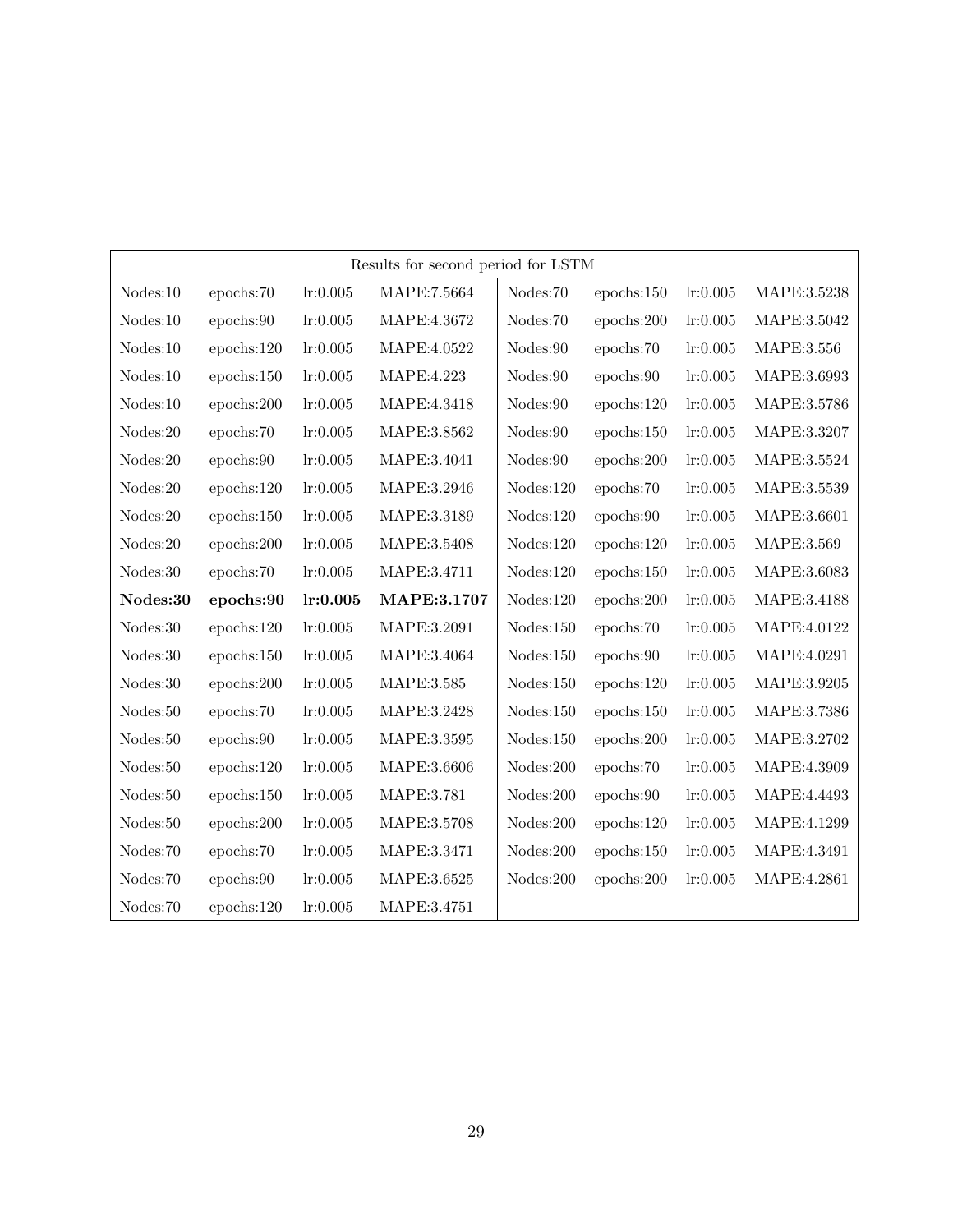| Results for second period for LSTM | | | | | | | |
|---|---|---|---|---|---|---|---|
| Nodes:10 | epochs:70 | lr:0.005 | MAPE:7.5664 | Nodes:70 | epochs:150 | lr:0.005 | MAPE:3.5238 |
| Nodes:10 | epochs:90 | lr:0.005 | MAPE:4.3672 | Nodes:70 | epochs:200 | lr:0.005 | MAPE:3.5042 |
| Nodes:10 | epochs:120 | lr:0.005 | MAPE:4.0522 | Nodes:90 | epochs:70 | lr:0.005 | MAPE:3.556 |
| Nodes:10 | epochs:150 | lr:0.005 | MAPE:4.223 | Nodes:90 | epochs:90 | lr:0.005 | MAPE:3.6993 |
| Nodes:10 | epochs:200 | lr:0.005 | MAPE:4.3418 | Nodes:90 | epochs:120 | lr:0.005 | MAPE:3.5786 |
| Nodes:20 | epochs:70 | lr:0.005 | MAPE:3.8562 | Nodes:90 | epochs:150 | lr:0.005 | MAPE:3.3207 |
| Nodes:20 | epochs:90 | lr:0.005 | MAPE:3.4041 | Nodes:90 | epochs:200 | lr:0.005 | MAPE:3.5524 |
| Nodes:20 | epochs:120 | lr:0.005 | MAPE:3.2946 | Nodes:120 | epochs:70 | lr:0.005 | MAPE:3.5539 |
| Nodes:20 | epochs:150 | lr:0.005 | MAPE:3.3189 | Nodes:120 | epochs:90 | lr:0.005 | MAPE:3.6601 |
| Nodes:20 | epochs:200 | lr:0.005 | MAPE:3.5408 | Nodes:120 | epochs:120 | lr:0.005 | MAPE:3.569 |
| Nodes:30 | epochs:70 | lr:0.005 | MAPE:3.4711 | Nodes:120 | epochs:150 | lr:0.005 | MAPE:3.6083 |
| **Nodes:30** | **epochs:90** | **lr:0.005** | **MAPE:3.1707** | Nodes:120 | epochs:200 | lr:0.005 | MAPE:3.4188 |
| Nodes:30 | epochs:120 | lr:0.005 | MAPE:3.2091 | Nodes:150 | epochs:70 | lr:0.005 | MAPE:4.0122 |
| Nodes:30 | epochs:150 | lr:0.005 | MAPE:3.4064 | Nodes:150 | epochs:90 | lr:0.005 | MAPE:4.0291 |
| Nodes:30 | epochs:200 | lr:0.005 | MAPE:3.585 | Nodes:150 | epochs:120 | lr:0.005 | MAPE:3.9205 |
| Nodes:50 | epochs:70 | lr:0.005 | MAPE:3.2428 | Nodes:150 | epochs:150 | lr:0.005 | MAPE:3.7386 |
| Nodes:50 | epochs:90 | lr:0.005 | MAPE:3.3595 | Nodes:150 | epochs:200 | lr:0.005 | MAPE:3.2702 |
| Nodes:50 | epochs:120 | lr:0.005 | MAPE:3.6606 | Nodes:200 | epochs:70 | lr:0.005 | MAPE:4.3909 |
| Nodes:50 | epochs:150 | lr:0.005 | MAPE:3.781 | Nodes:200 | epochs:90 | lr:0.005 | MAPE:4.4493 |
| Nodes:50 | epochs:200 | lr:0.005 | MAPE:3.5708 | Nodes:200 | epochs:120 | lr:0.005 | MAPE:4.1299 |
| Nodes:70 | epochs:70 | lr:0.005 | MAPE:3.3471 | Nodes:200 | epochs:150 | lr:0.005 | MAPE:4.3491 |
| Nodes:70 | epochs:90 | lr:0.005 | MAPE:3.6525 | Nodes:200 | epochs:200 | lr:0.005 | MAPE:4.2861 |
| Nodes:70 | epochs:120 | lr:0.005 | MAPE:3.4751 | | | | |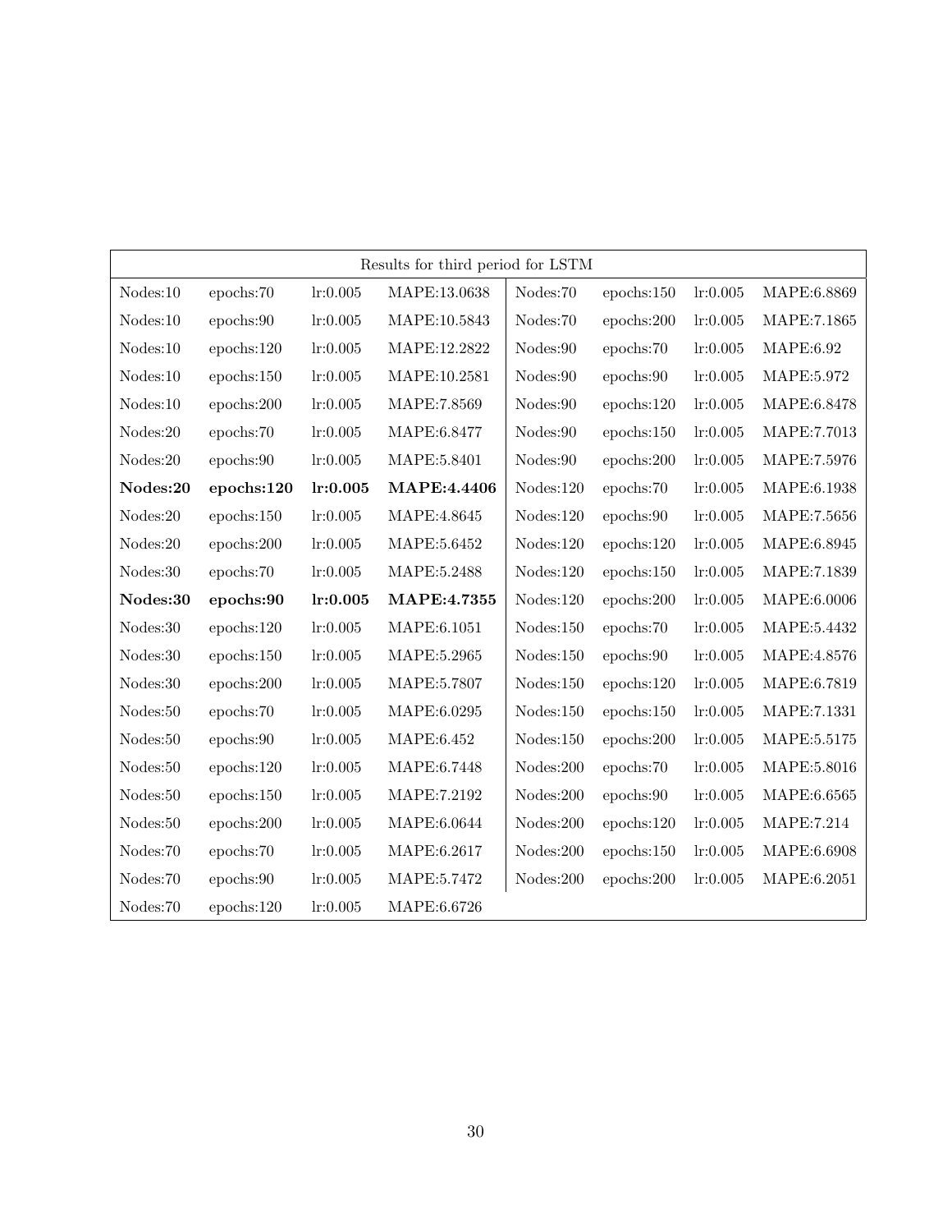| Results for third period for LSTM | | | | | | | |
|---|---|---|---|---|---|---|---|
| Nodes:10 | epochs:70 | lr:0.005 | MAPE:13.0638 | Nodes:70 | epochs:150 | lr:0.005 | MAPE:6.8869 |
| Nodes:10 | epochs:90 | lr:0.005 | MAPE:10.5843 | Nodes:70 | epochs:200 | lr:0.005 | MAPE:7.1865 |
| Nodes:10 | epochs:120 | lr:0.005 | MAPE:12.2822 | Nodes:90 | epochs:70 | lr:0.005 | MAPE:6.92 |
| Nodes:10 | epochs:150 | lr:0.005 | MAPE:10.2581 | Nodes:90 | epochs:90 | lr:0.005 | MAPE:5.972 |
| Nodes:10 | epochs:200 | lr:0.005 | MAPE:7.8569 | Nodes:90 | epochs:120 | lr:0.005 | MAPE:6.8478 |
| Nodes:20 | epochs:70 | lr:0.005 | MAPE:6.8477 | Nodes:90 | epochs:150 | lr:0.005 | MAPE:7.7013 |
| Nodes:20 | epochs:90 | lr:0.005 | MAPE:5.8401 | Nodes:90 | epochs:200 | lr:0.005 | MAPE:7.5976 |
| **Nodes:20** | **epochs:120** | **lr:0.005** | **MAPE:4.4406** | Nodes:120 | epochs:70 | lr:0.005 | MAPE:6.1938 |
| Nodes:20 | epochs:150 | lr:0.005 | MAPE:4.8645 | Nodes:120 | epochs:90 | lr:0.005 | MAPE:7.5656 |
| Nodes:20 | epochs:200 | lr:0.005 | MAPE:5.6452 | Nodes:120 | epochs:120 | lr:0.005 | MAPE:6.8945 |
| Nodes:30 | epochs:70 | lr:0.005 | MAPE:5.2488 | Nodes:120 | epochs:150 | lr:0.005 | MAPE:7.1839 |
| **Nodes:30** | **epochs:90** | **lr:0.005** | **MAPE:4.7355** | Nodes:120 | epochs:200 | lr:0.005 | MAPE:6.0006 |
| Nodes:30 | epochs:120 | lr:0.005 | MAPE:6.1051 | Nodes:150 | epochs:70 | lr:0.005 | MAPE:5.4432 |
| Nodes:30 | epochs:150 | lr:0.005 | MAPE:5.2965 | Nodes:150 | epochs:90 | lr:0.005 | MAPE:4.8576 |
| Nodes:30 | epochs:200 | lr:0.005 | MAPE:5.7807 | Nodes:150 | epochs:120 | lr:0.005 | MAPE:6.7819 |
| Nodes:50 | epochs:70 | lr:0.005 | MAPE:6.0295 | Nodes:150 | epochs:150 | lr:0.005 | MAPE:7.1331 |
| Nodes:50 | epochs:90 | lr:0.005 | MAPE:6.452 | Nodes:150 | epochs:200 | lr:0.005 | MAPE:5.5175 |
| Nodes:50 | epochs:120 | lr:0.005 | MAPE:6.7448 | Nodes:200 | epochs:70 | lr:0.005 | MAPE:5.8016 |
| Nodes:50 | epochs:150 | lr:0.005 | MAPE:7.2192 | Nodes:200 | epochs:90 | lr:0.005 | MAPE:6.6565 |
| Nodes:50 | epochs:200 | lr:0.005 | MAPE:6.0644 | Nodes:200 | epochs:120 | lr:0.005 | MAPE:7.214 |
| Nodes:70 | epochs:70 | lr:0.005 | MAPE:6.2617 | Nodes:200 | epochs:150 | lr:0.005 | MAPE:6.6908 |
| Nodes:70 | epochs:90 | lr:0.005 | MAPE:5.7472 | Nodes:200 | epochs:200 | lr:0.005 | MAPE:6.2051 |
| Nodes:70 | epochs:120 | lr:0.005 | MAPE:6.6726 | | | | |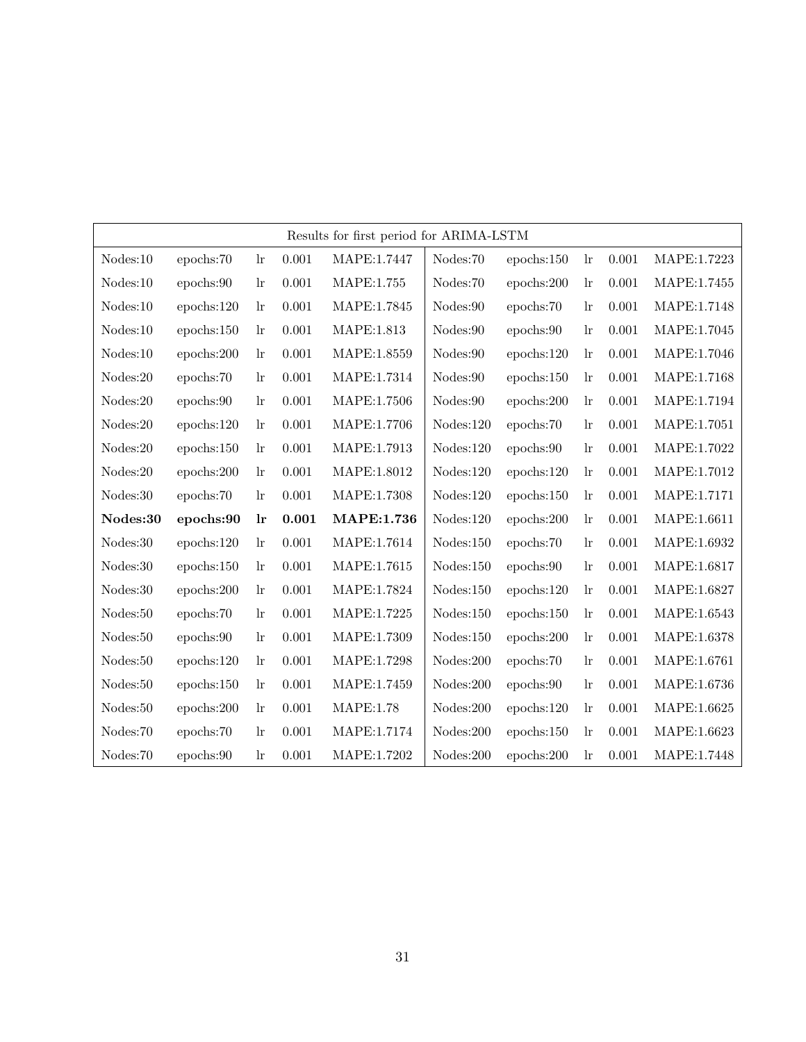| Results for first period for ARIMA-LSTM | | | | | | | | | |
|---|---|---|---|---|---|---|---|---|---|
| Nodes:10 | epochs:70 | lr | 0.001 | MAPE:1.7447 | Nodes:70 | epochs:150 | lr | 0.001 | MAPE:1.7223 |
| Nodes:10 | epochs:90 | lr | 0.001 | MAPE:1.755 | Nodes:70 | epochs:200 | lr | 0.001 | MAPE:1.7455 |
| Nodes:10 | epochs:120 | lr | 0.001 | MAPE:1.7845 | Nodes:90 | epochs:70 | lr | 0.001 | MAPE:1.7148 |
| Nodes:10 | epochs:150 | lr | 0.001 | MAPE:1.813 | Nodes:90 | epochs:90 | lr | 0.001 | MAPE:1.7045 |
| Nodes:10 | epochs:200 | lr | 0.001 | MAPE:1.8559 | Nodes:90 | epochs:120 | lr | 0.001 | MAPE:1.7046 |
| Nodes:20 | epochs:70 | lr | 0.001 | MAPE:1.7314 | Nodes:90 | epochs:150 | lr | 0.001 | MAPE:1.7168 |
| Nodes:20 | epochs:90 | lr | 0.001 | MAPE:1.7506 | Nodes:90 | epochs:200 | lr | 0.001 | MAPE:1.7194 |
| Nodes:20 | epochs:120 | lr | 0.001 | MAPE:1.7706 | Nodes:120 | epochs:70 | lr | 0.001 | MAPE:1.7051 |
| Nodes:20 | epochs:150 | lr | 0.001 | MAPE:1.7913 | Nodes:120 | epochs:90 | lr | 0.001 | MAPE:1.7022 |
| Nodes:20 | epochs:200 | lr | 0.001 | MAPE:1.8012 | Nodes:120 | epochs:120 | lr | 0.001 | MAPE:1.7012 |
| Nodes:30 | epochs:70 | lr | 0.001 | MAPE:1.7308 | Nodes:120 | epochs:150 | lr | 0.001 | MAPE:1.7171 |
| **Nodes:30** | **epochs:90** | **lr** | **0.001** | **MAPE:1.736** | Nodes:120 | epochs:200 | lr | 0.001 | MAPE:1.6611 |
| Nodes:30 | epochs:120 | lr | 0.001 | MAPE:1.7614 | Nodes:150 | epochs:70 | lr | 0.001 | MAPE:1.6932 |
| Nodes:30 | epochs:150 | lr | 0.001 | MAPE:1.7615 | Nodes:150 | epochs:90 | lr | 0.001 | MAPE:1.6817 |
| Nodes:30 | epochs:200 | lr | 0.001 | MAPE:1.7824 | Nodes:150 | epochs:120 | lr | 0.001 | MAPE:1.6827 |
| Nodes:50 | epochs:70 | lr | 0.001 | MAPE:1.7225 | Nodes:150 | epochs:150 | lr | 0.001 | MAPE:1.6543 |
| Nodes:50 | epochs:90 | lr | 0.001 | MAPE:1.7309 | Nodes:150 | epochs:200 | lr | 0.001 | MAPE:1.6378 |
| Nodes:50 | epochs:120 | lr | 0.001 | MAPE:1.7298 | Nodes:200 | epochs:70 | lr | 0.001 | MAPE:1.6761 |
| Nodes:50 | epochs:150 | lr | 0.001 | MAPE:1.7459 | Nodes:200 | epochs:90 | lr | 0.001 | MAPE:1.6736 |
| Nodes:50 | epochs:200 | lr | 0.001 | MAPE:1.78 | Nodes:200 | epochs:120 | lr | 0.001 | MAPE:1.6625 |
| Nodes:70 | epochs:70 | lr | 0.001 | MAPE:1.7174 | Nodes:200 | epochs:150 | lr | 0.001 | MAPE:1.6623 |
| Nodes:70 | epochs:90 | lr | 0.001 | MAPE:1.7202 | Nodes:200 | epochs:200 | lr | 0.001 | MAPE:1.7448 |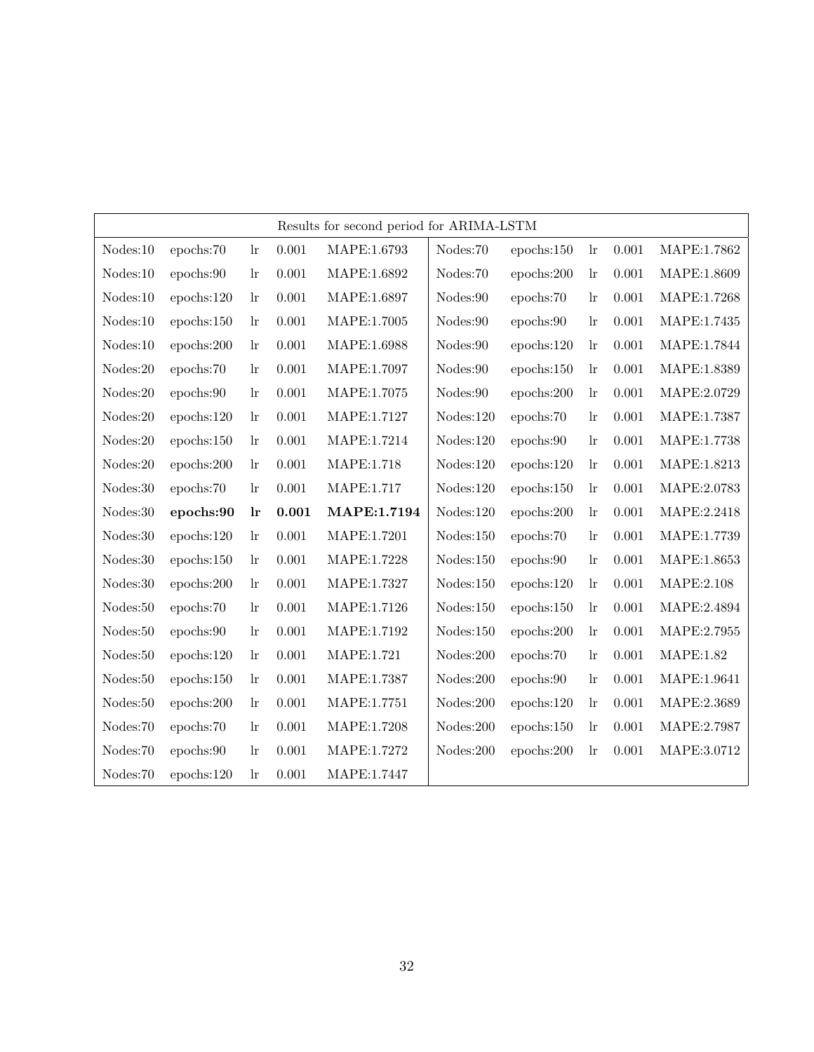| Results for second period for ARIMA-LSTM | | | | | | | | | |
|---|---|---|---|---|---|---|---|---|---|
| Nodes:10 | epochs:70 | lr | 0.001 | MAPE:1.6793 | Nodes:70 | epochs:150 | lr | 0.001 | MAPE:1.7862 |
| Nodes:10 | epochs:90 | lr | 0.001 | MAPE:1.6892 | Nodes:70 | epochs:200 | lr | 0.001 | MAPE:1.8609 |
| Nodes:10 | epochs:120 | lr | 0.001 | MAPE:1.6897 | Nodes:90 | epochs:70 | lr | 0.001 | MAPE:1.7268 |
| Nodes:10 | epochs:150 | lr | 0.001 | MAPE:1.7005 | Nodes:90 | epochs:90 | lr | 0.001 | MAPE:1.7435 |
| Nodes:10 | epochs:200 | lr | 0.001 | MAPE:1.6988 | Nodes:90 | epochs:120 | lr | 0.001 | MAPE:1.7844 |
| Nodes:20 | epochs:70 | lr | 0.001 | MAPE:1.7097 | Nodes:90 | epochs:150 | lr | 0.001 | MAPE:1.8389 |
| Nodes:20 | epochs:90 | lr | 0.001 | MAPE:1.7075 | Nodes:90 | epochs:200 | lr | 0.001 | MAPE:2.0729 |
| Nodes:20 | epochs:120 | lr | 0.001 | MAPE:1.7127 | Nodes:120 | epochs:70 | lr | 0.001 | MAPE:1.7387 |
| Nodes:20 | epochs:150 | lr | 0.001 | MAPE:1.7214 | Nodes:120 | epochs:90 | lr | 0.001 | MAPE:1.7738 |
| Nodes:20 | epochs:200 | lr | 0.001 | MAPE:1.718 | Nodes:120 | epochs:120 | lr | 0.001 | MAPE:1.8213 |
| Nodes:30 | epochs:70 | lr | 0.001 | MAPE:1.717 | Nodes:120 | epochs:150 | lr | 0.001 | MAPE:2.0783 |
| Nodes:30 | **epochs:90** | **lr** | **0.001** | **MAPE:1.7194** | Nodes:120 | epochs:200 | lr | 0.001 | MAPE:2.2418 |
| Nodes:30 | epochs:120 | lr | 0.001 | MAPE:1.7201 | Nodes:150 | epochs:70 | lr | 0.001 | MAPE:1.7739 |
| Nodes:30 | epochs:150 | lr | 0.001 | MAPE:1.7228 | Nodes:150 | epochs:90 | lr | 0.001 | MAPE:1.8653 |
| Nodes:30 | epochs:200 | lr | 0.001 | MAPE:1.7327 | Nodes:150 | epochs:120 | lr | 0.001 | MAPE:2.108 |
| Nodes:50 | epochs:70 | lr | 0.001 | MAPE:1.7126 | Nodes:150 | epochs:150 | lr | 0.001 | MAPE:2.4894 |
| Nodes:50 | epochs:90 | lr | 0.001 | MAPE:1.7192 | Nodes:150 | epochs:200 | lr | 0.001 | MAPE:2.7955 |
| Nodes:50 | epochs:120 | lr | 0.001 | MAPE:1.721 | Nodes:200 | epochs:70 | lr | 0.001 | MAPE:1.82 |
| Nodes:50 | epochs:150 | lr | 0.001 | MAPE:1.7387 | Nodes:200 | epochs:90 | lr | 0.001 | MAPE:1.9641 |
| Nodes:50 | epochs:200 | lr | 0.001 | MAPE:1.7751 | Nodes:200 | epochs:120 | lr | 0.001 | MAPE:2.3689 |
| Nodes:70 | epochs:70 | lr | 0.001 | MAPE:1.7208 | Nodes:200 | epochs:150 | lr | 0.001 | MAPE:2.7987 |
| Nodes:70 | epochs:90 | lr | 0.001 | MAPE:1.7272 | Nodes:200 | epochs:200 | lr | 0.001 | MAPE:3.0712 |
| Nodes:70 | epochs:120 | lr | 0.001 | MAPE:1.7447 | | | | | |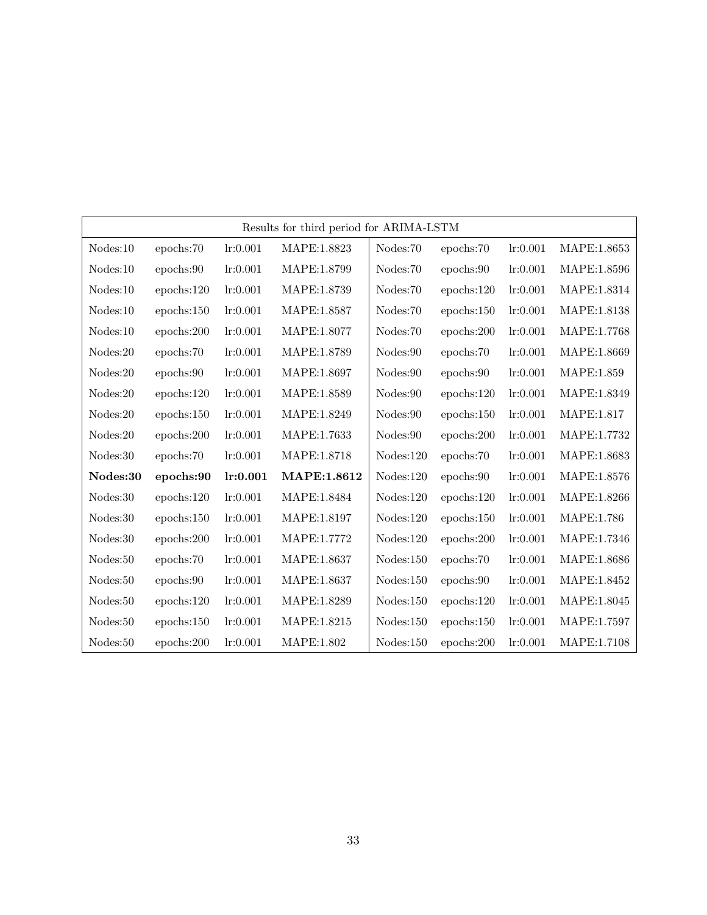| Results for third period for ARIMA-LSTM | | | | | | | |
|---|---|---|---|---|---|---|---|
| Nodes:10 | epochs:70 | lr:0.001 | MAPE:1.8823 | Nodes:70 | epochs:70 | lr:0.001 | MAPE:1.8653 |
| Nodes:10 | epochs:90 | lr:0.001 | MAPE:1.8799 | Nodes:70 | epochs:90 | lr:0.001 | MAPE:1.8596 |
| Nodes:10 | epochs:120 | lr:0.001 | MAPE:1.8739 | Nodes:70 | epochs:120 | lr:0.001 | MAPE:1.8314 |
| Nodes:10 | epochs:150 | lr:0.001 | MAPE:1.8587 | Nodes:70 | epochs:150 | lr:0.001 | MAPE:1.8138 |
| Nodes:10 | epochs:200 | lr:0.001 | MAPE:1.8077 | Nodes:70 | epochs:200 | lr:0.001 | MAPE:1.7768 |
| Nodes:20 | epochs:70 | lr:0.001 | MAPE:1.8789 | Nodes:90 | epochs:70 | lr:0.001 | MAPE:1.8669 |
| Nodes:20 | epochs:90 | lr:0.001 | MAPE:1.8697 | Nodes:90 | epochs:90 | lr:0.001 | MAPE:1.859 |
| Nodes:20 | epochs:120 | lr:0.001 | MAPE:1.8589 | Nodes:90 | epochs:120 | lr:0.001 | MAPE:1.8349 |
| Nodes:20 | epochs:150 | lr:0.001 | MAPE:1.8249 | Nodes:90 | epochs:150 | lr:0.001 | MAPE:1.817 |
| Nodes:20 | epochs:200 | lr:0.001 | MAPE:1.7633 | Nodes:90 | epochs:200 | lr:0.001 | MAPE:1.7732 |
| Nodes:30 | epochs:70 | lr:0.001 | MAPE:1.8718 | Nodes:120 | epochs:70 | lr:0.001 | MAPE:1.8683 |
| **Nodes:30** | **epochs:90** | **lr:0.001** | **MAPE:1.8612** | Nodes:120 | epochs:90 | lr:0.001 | MAPE:1.8576 |
| Nodes:30 | epochs:120 | lr:0.001 | MAPE:1.8484 | Nodes:120 | epochs:120 | lr:0.001 | MAPE:1.8266 |
| Nodes:30 | epochs:150 | lr:0.001 | MAPE:1.8197 | Nodes:120 | epochs:150 | lr:0.001 | MAPE:1.786 |
| Nodes:30 | epochs:200 | lr:0.001 | MAPE:1.7772 | Nodes:120 | epochs:200 | lr:0.001 | MAPE:1.7346 |
| Nodes:50 | epochs:70 | lr:0.001 | MAPE:1.8637 | Nodes:150 | epochs:70 | lr:0.001 | MAPE:1.8686 |
| Nodes:50 | epochs:90 | lr:0.001 | MAPE:1.8637 | Nodes:150 | epochs:90 | lr:0.001 | MAPE:1.8452 |
| Nodes:50 | epochs:120 | lr:0.001 | MAPE:1.8289 | Nodes:150 | epochs:120 | lr:0.001 | MAPE:1.8045 |
| Nodes:50 | epochs:150 | lr:0.001 | MAPE:1.8215 | Nodes:150 | epochs:150 | lr:0.001 | MAPE:1.7597 |
| Nodes:50 | epochs:200 | lr:0.001 | MAPE:1.802 | Nodes:150 | epochs:200 | lr:0.001 | MAPE:1.7108 |